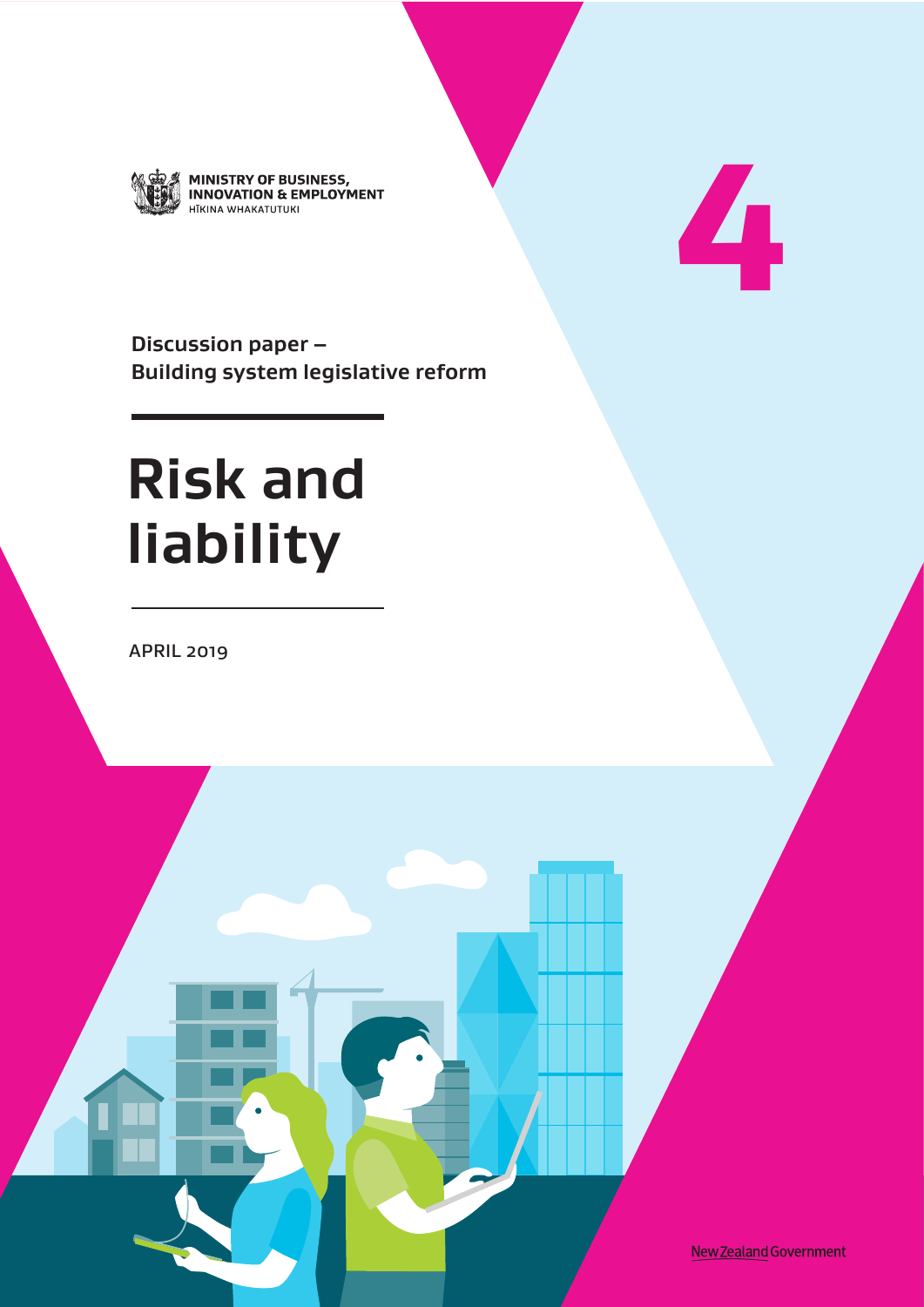MINISTRY OF BUSINESS, INNOVATION & EMPLOYMENT
HĪKINA WHAKATUTUKI

4

**Discussion paper – Building system legislative reform**

# Risk and liability

APRIL 2019

New Zealand Government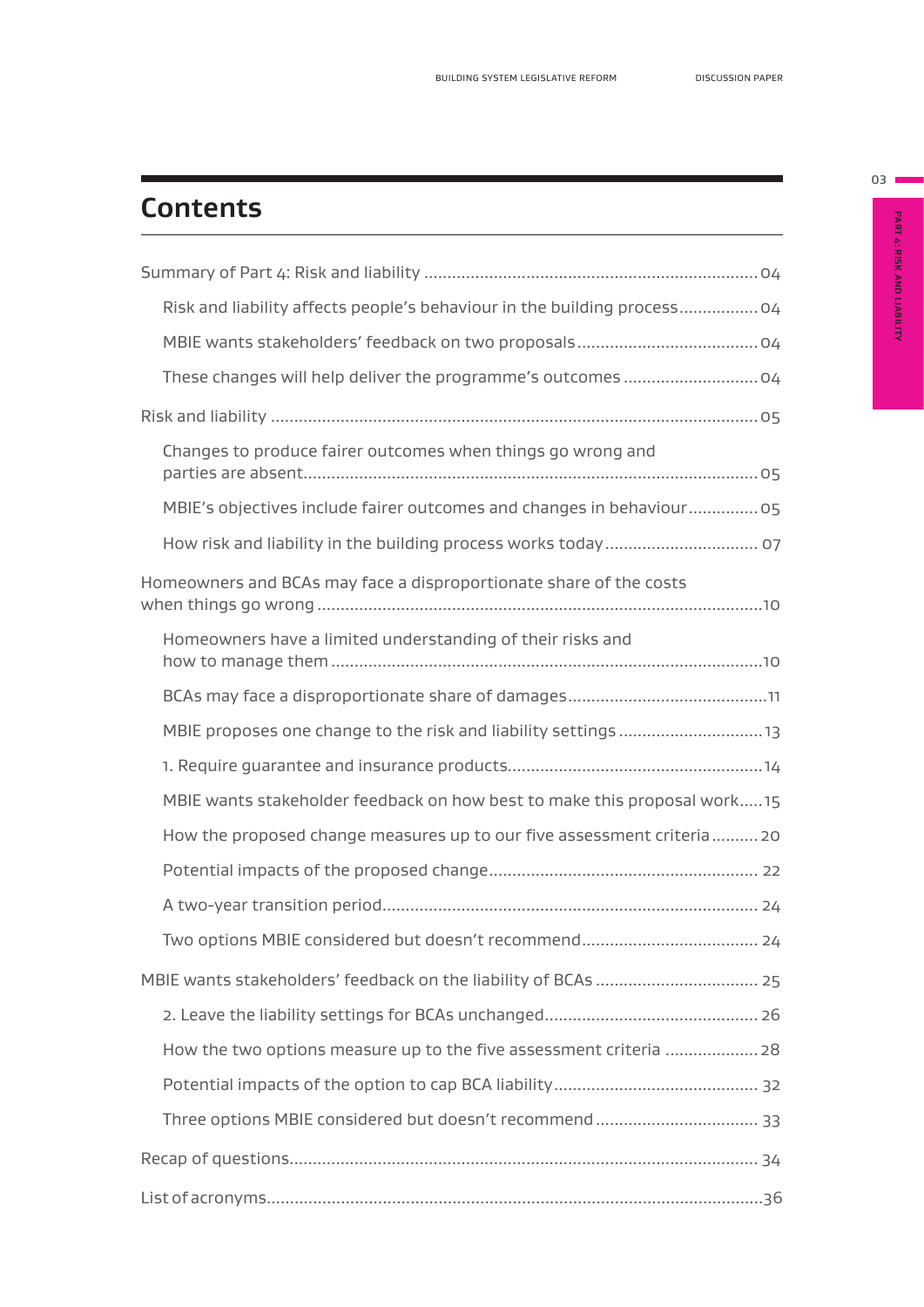# Contents

Summary of Part 4: Risk and liability ........ 04

- Risk and liability affects people's behaviour in the building process ........ 04
- MBIE wants stakeholders' feedback on two proposals ........ 04
- These changes will help deliver the programme's outcomes ........ 04

Risk and liability ........ 05

- Changes to produce fairer outcomes when things go wrong and parties are absent ........ 05
- MBIE's objectives include fairer outcomes and changes in behaviour ........ 05
- How risk and liability in the building process works today ........ 07

Homeowners and BCAs may face a disproportionate share of the costs when things go wrong ........ 10

- Homeowners have a limited understanding of their risks and how to manage them ........ 10
- BCAs may face a disproportionate share of damages ........ 11
- MBIE proposes one change to the risk and liability settings ........ 13
- 1. Require guarantee and insurance products ........ 14
- MBIE wants stakeholder feedback on how best to make this proposal work ........ 15
- How the proposed change measures up to our five assessment criteria ........ 20
- Potential impacts of the proposed change ........ 22
- A two-year transition period ........ 24
- Two options MBIE considered but doesn't recommend ........ 24

MBIE wants stakeholders' feedback on the liability of BCAs ........ 25

- 2. Leave the liability settings for BCAs unchanged ........ 26
- How the two options measure up to the five assessment criteria ........ 28
- Potential impacts of the option to cap BCA liability ........ 32
- Three options MBIE considered but doesn't recommend ........ 33

Recap of questions ........ 34

List of acronyms ........ 36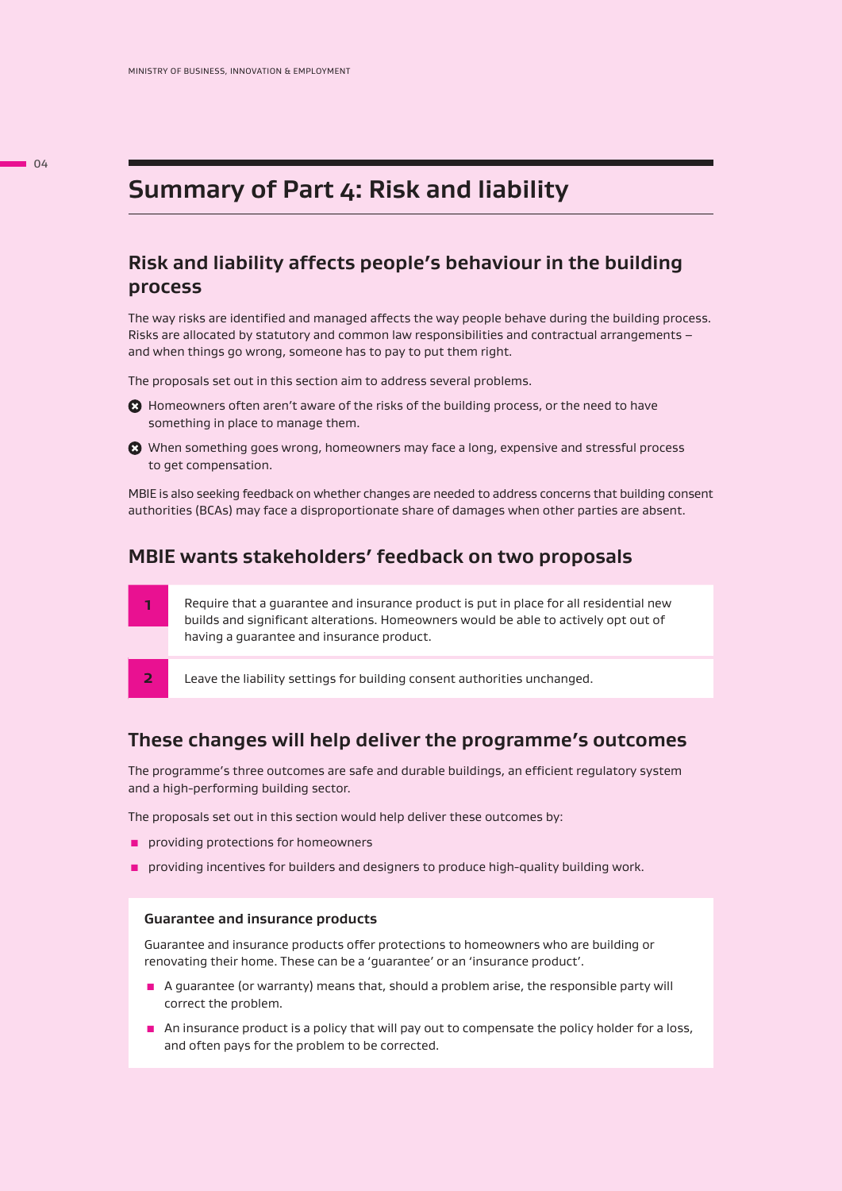# Summary of Part 4: Risk and liability

## Risk and liability affects people's behaviour in the building process

The way risks are identified and managed affects the way people behave during the building process. Risks are allocated by statutory and common law responsibilities and contractual arrangements – and when things go wrong, someone has to pay to put them right.

The proposals set out in this section aim to address several problems.

- Homeowners often aren't aware of the risks of the building process, or the need to have something in place to manage them.
- When something goes wrong, homeowners may face a long, expensive and stressful process to get compensation.

MBIE is also seeking feedback on whether changes are needed to address concerns that building consent authorities (BCAs) may face a disproportionate share of damages when other parties are absent.

## MBIE wants stakeholders' feedback on two proposals

| | |
|---|---|
| 1 | Require that a guarantee and insurance product is put in place for all residential new builds and significant alterations. Homeowners would be able to actively opt out of having a guarantee and insurance product. |
| 2 | Leave the liability settings for building consent authorities unchanged. |

## These changes will help deliver the programme's outcomes

The programme's three outcomes are safe and durable buildings, an efficient regulatory system and a high-performing building sector.

The proposals set out in this section would help deliver these outcomes by:

- providing protections for homeowners
- providing incentives for builders and designers to produce high-quality building work.

### Guarantee and insurance products

Guarantee and insurance products offer protections to homeowners who are building or renovating their home. These can be a 'guarantee' or an 'insurance product'.

- A guarantee (or warranty) means that, should a problem arise, the responsible party will correct the problem.
- An insurance product is a policy that will pay out to compensate the policy holder for a loss, and often pays for the problem to be corrected.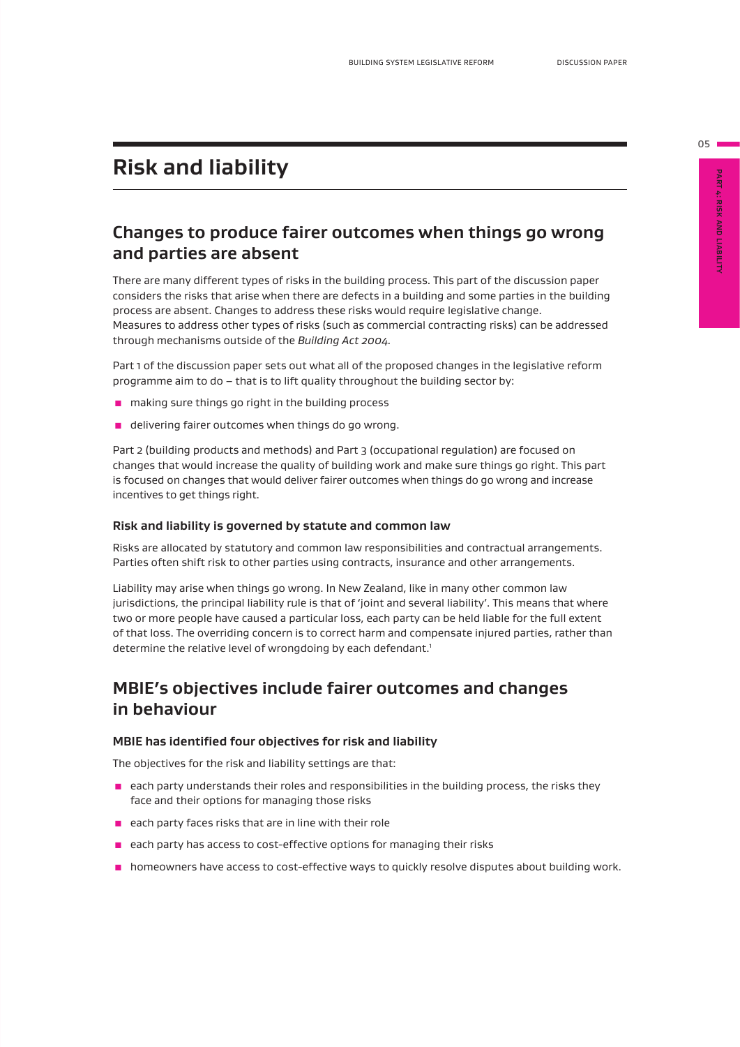# Risk and liability

## Changes to produce fairer outcomes when things go wrong and parties are absent

There are many different types of risks in the building process. This part of the discussion paper considers the risks that arise when there are defects in a building and some parties in the building process are absent. Changes to address these risks would require legislative change. Measures to address other types of risks (such as commercial contracting risks) can be addressed through mechanisms outside of the *Building Act 2004*.

Part 1 of the discussion paper sets out what all of the proposed changes in the legislative reform programme aim to do – that is to lift quality throughout the building sector by:

- making sure things go right in the building process
- delivering fairer outcomes when things do go wrong.

Part 2 (building products and methods) and Part 3 (occupational regulation) are focused on changes that would increase the quality of building work and make sure things go right. This part is focused on changes that would deliver fairer outcomes when things do go wrong and increase incentives to get things right.

### Risk and liability is governed by statute and common law

Risks are allocated by statutory and common law responsibilities and contractual arrangements. Parties often shift risk to other parties using contracts, insurance and other arrangements.

Liability may arise when things go wrong. In New Zealand, like in many other common law jurisdictions, the principal liability rule is that of 'joint and several liability'. This means that where two or more people have caused a particular loss, each party can be held liable for the full extent of that loss. The overriding concern is to correct harm and compensate injured parties, rather than determine the relative level of wrongdoing by each defendant.[1]

## MBIE's objectives include fairer outcomes and changes in behaviour

### MBIE has identified four objectives for risk and liability

The objectives for the risk and liability settings are that:

- each party understands their roles and responsibilities in the building process, the risks they face and their options for managing those risks
- each party faces risks that are in line with their role
- each party has access to cost-effective options for managing their risks
- homeowners have access to cost-effective ways to quickly resolve disputes about building work.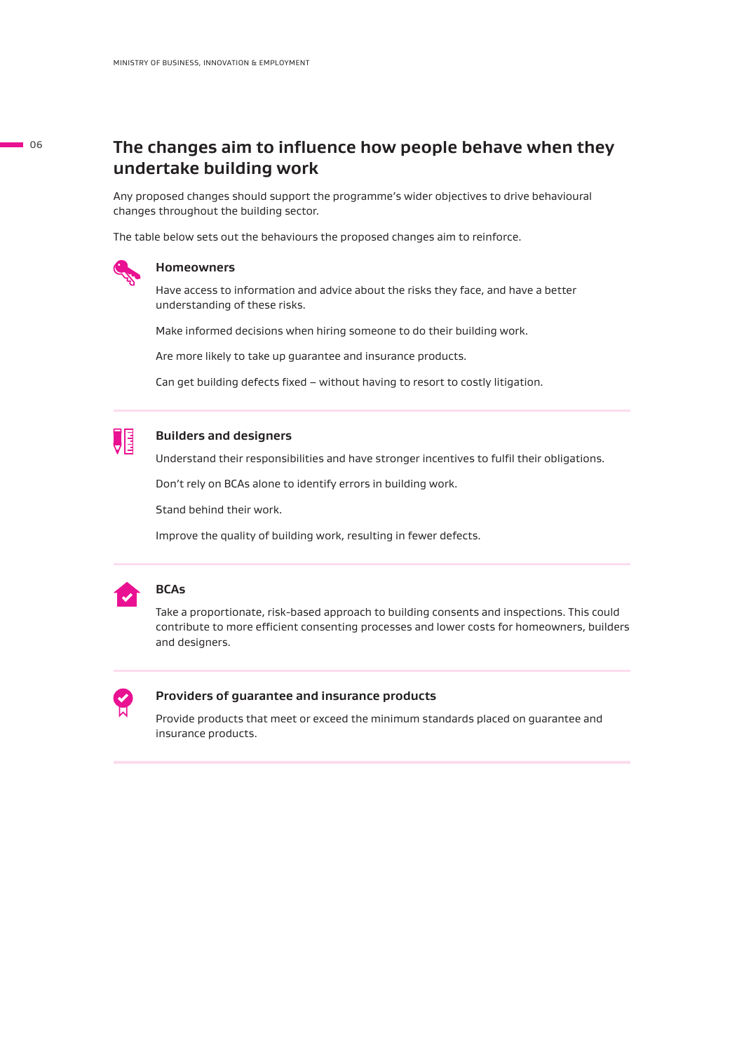## The changes aim to influence how people behave when they undertake building work

Any proposed changes should support the programme's wider objectives to drive behavioural changes throughout the building sector.

The table below sets out the behaviours the proposed changes aim to reinforce.

### Homeowners

Have access to information and advice about the risks they face, and have a better understanding of these risks.

Make informed decisions when hiring someone to do their building work.

Are more likely to take up guarantee and insurance products.

Can get building defects fixed – without having to resort to costly litigation.

### Builders and designers

Understand their responsibilities and have stronger incentives to fulfil their obligations.

Don't rely on BCAs alone to identify errors in building work.

Stand behind their work.

Improve the quality of building work, resulting in fewer defects.

### BCAs

Take a proportionate, risk-based approach to building consents and inspections. This could contribute to more efficient consenting processes and lower costs for homeowners, builders and designers.

### Providers of guarantee and insurance products

Provide products that meet or exceed the minimum standards placed on guarantee and insurance products.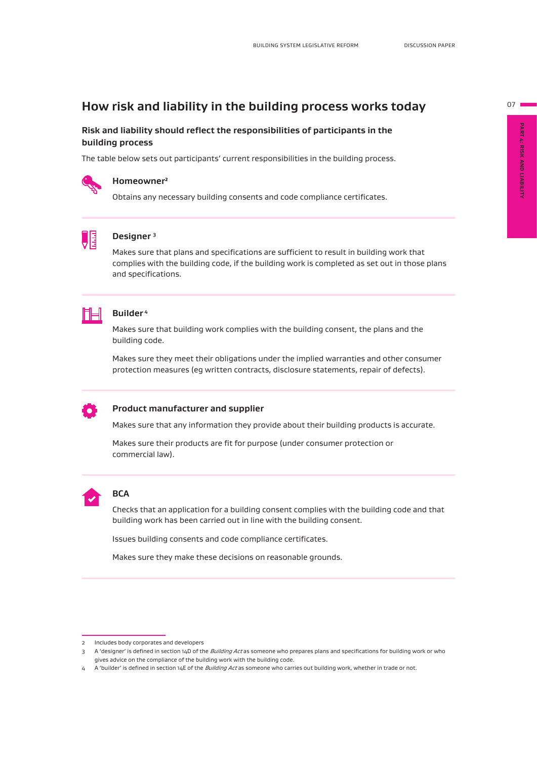## How risk and liability in the building process works today

### Risk and liability should reflect the responsibilities of participants in the building process

The table below sets out participants' current responsibilities in the building process.

**Homeowner**[2]

Obtains any necessary building consents and code compliance certificates.

**Designer**[3]

Makes sure that plans and specifications are sufficient to result in building work that complies with the building code, if the building work is completed as set out in those plans and specifications.

**Builder**[4]

Makes sure that building work complies with the building consent, the plans and the building code.

Makes sure they meet their obligations under the implied warranties and other consumer protection measures (eg written contracts, disclosure statements, repair of defects).

**Product manufacturer and supplier**

Makes sure that any information they provide about their building products is accurate.

Makes sure their products are fit for purpose (under consumer protection or commercial law).

**BCA**

Checks that an application for a building consent complies with the building code and that building work has been carried out in line with the building consent.

Issues building consents and code compliance certificates.

Makes sure they make these decisions on reasonable grounds.

---

2 Includes body corporates and developers

3 A 'designer' is defined in section 14D of the *Building Act* as someone who prepares plans and specifications for building work or who gives advice on the compliance of the building work with the building code.

4 A 'builder' is defined in section 14E of the *Building Act* as someone who carries out building work, whether in trade or not.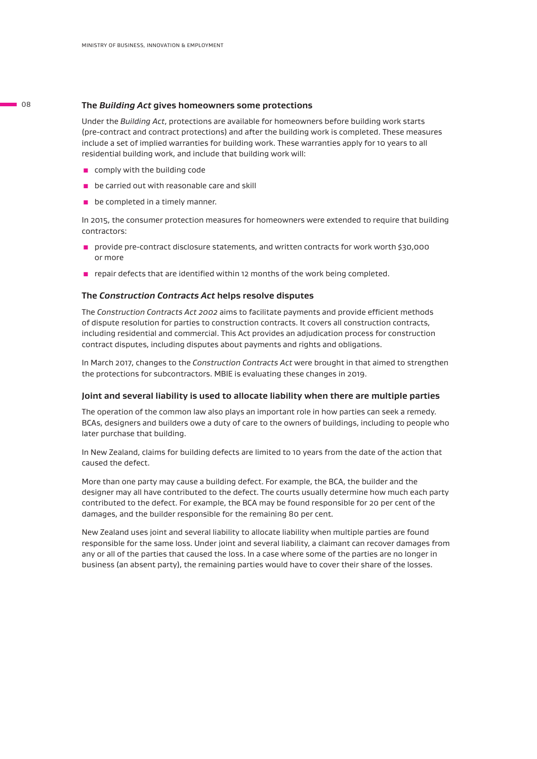### The *Building Act* gives homeowners some protections

Under the *Building Act*, protections are available for homeowners before building work starts (pre-contract and contract protections) and after the building work is completed. These measures include a set of implied warranties for building work. These warranties apply for 10 years to all residential building work, and include that building work will:

- comply with the building code
- be carried out with reasonable care and skill
- be completed in a timely manner.

In 2015, the consumer protection measures for homeowners were extended to require that building contractors:

- provide pre-contract disclosure statements, and written contracts for work worth $30,000 or more
- repair defects that are identified within 12 months of the work being completed.

### The *Construction Contracts Act* helps resolve disputes

The *Construction Contracts Act 2002* aims to facilitate payments and provide efficient methods of dispute resolution for parties to construction contracts. It covers all construction contracts, including residential and commercial. This Act provides an adjudication process for construction contract disputes, including disputes about payments and rights and obligations.

In March 2017, changes to the *Construction Contracts Act* were brought in that aimed to strengthen the protections for subcontractors. MBIE is evaluating these changes in 2019.

### Joint and several liability is used to allocate liability when there are multiple parties

The operation of the common law also plays an important role in how parties can seek a remedy. BCAs, designers and builders owe a duty of care to the owners of buildings, including to people who later purchase that building.

In New Zealand, claims for building defects are limited to 10 years from the date of the action that caused the defect.

More than one party may cause a building defect. For example, the BCA, the builder and the designer may all have contributed to the defect. The courts usually determine how much each party contributed to the defect. For example, the BCA may be found responsible for 20 per cent of the damages, and the builder responsible for the remaining 80 per cent.

New Zealand uses joint and several liability to allocate liability when multiple parties are found responsible for the same loss. Under joint and several liability, a claimant can recover damages from any or all of the parties that caused the loss. In a case where some of the parties are no longer in business (an absent party), the remaining parties would have to cover their share of the losses.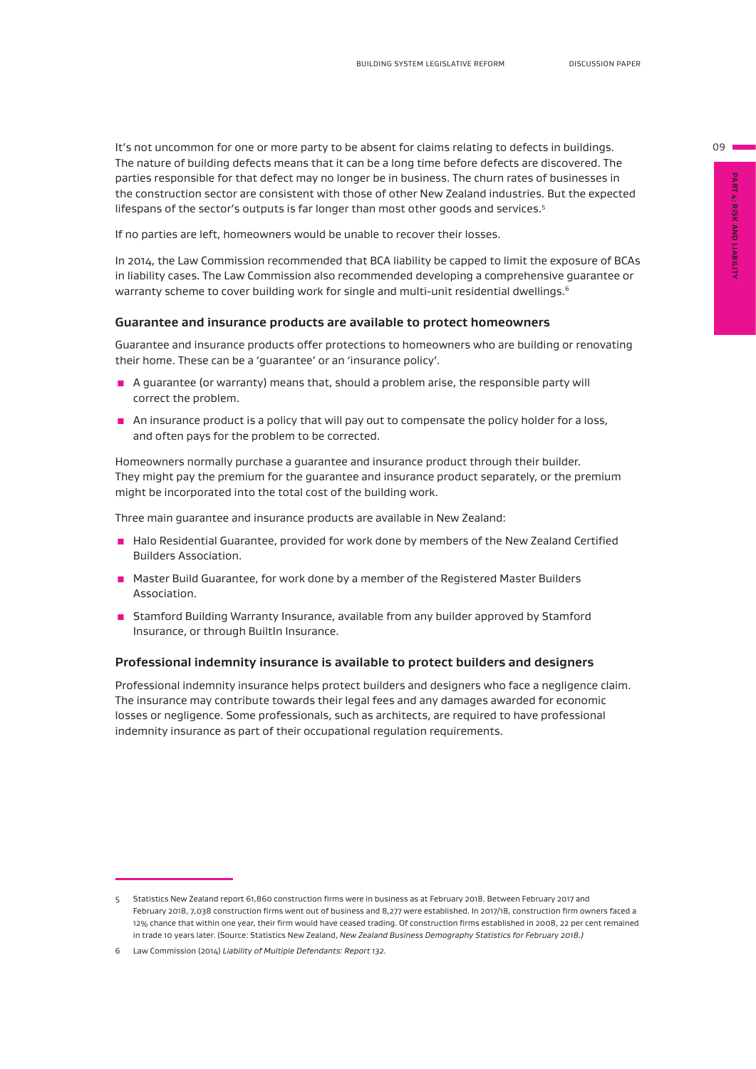It's not uncommon for one or more party to be absent for claims relating to defects in buildings. The nature of building defects means that it can be a long time before defects are discovered. The parties responsible for that defect may no longer be in business. The churn rates of businesses in the construction sector are consistent with those of other New Zealand industries. But the expected lifespans of the sector's outputs is far longer than most other goods and services.[5]

If no parties are left, homeowners would be unable to recover their losses.

In 2014, the Law Commission recommended that BCA liability be capped to limit the exposure of BCAs in liability cases. The Law Commission also recommended developing a comprehensive guarantee or warranty scheme to cover building work for single and multi-unit residential dwellings.[6]

### Guarantee and insurance products are available to protect homeowners

Guarantee and insurance products offer protections to homeowners who are building or renovating their home. These can be a 'guarantee' or an 'insurance policy'.

- A guarantee (or warranty) means that, should a problem arise, the responsible party will correct the problem.
- An insurance product is a policy that will pay out to compensate the policy holder for a loss, and often pays for the problem to be corrected.

Homeowners normally purchase a guarantee and insurance product through their builder. They might pay the premium for the guarantee and insurance product separately, or the premium might be incorporated into the total cost of the building work.

Three main guarantee and insurance products are available in New Zealand:

- Halo Residential Guarantee, provided for work done by members of the New Zealand Certified Builders Association.
- Master Build Guarantee, for work done by a member of the Registered Master Builders Association.
- Stamford Building Warranty Insurance, available from any builder approved by Stamford Insurance, or through BuiltIn Insurance.

### Professional indemnity insurance is available to protect builders and designers

Professional indemnity insurance helps protect builders and designers who face a negligence claim. The insurance may contribute towards their legal fees and any damages awarded for economic losses or negligence. Some professionals, such as architects, are required to have professional indemnity insurance as part of their occupational regulation requirements.

---

5 Statistics New Zealand report 61,860 construction firms were in business as at February 2018. Between February 2017 and February 2018, 7,038 construction firms went out of business and 8,277 were established. In 2017/18, construction firm owners faced a 12% chance that within one year, their firm would have ceased trading. Of construction firms established in 2008, 22 per cent remained in trade 10 years later. (Source: Statistics New Zealand, *New Zealand Business Demography Statistics for February 2018.)*

6 Law Commission (2014) *Liability of Multiple Defendants: Report 132.*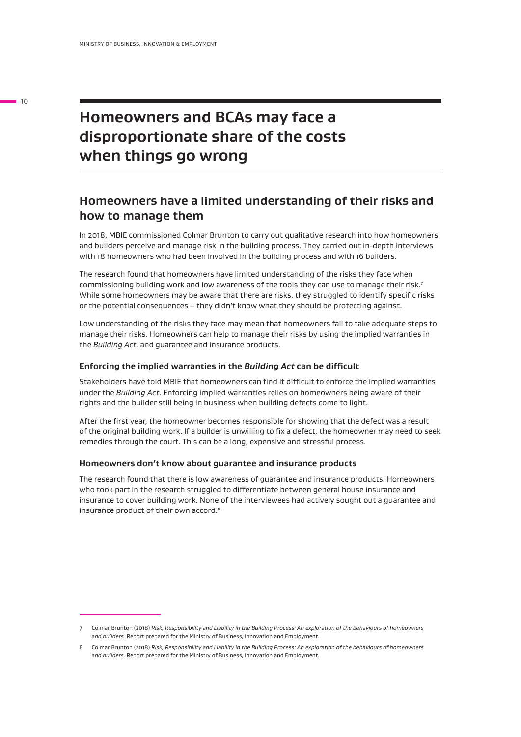# Homeowners and BCAs may face a disproportionate share of the costs when things go wrong

## Homeowners have a limited understanding of their risks and how to manage them

In 2018, MBIE commissioned Colmar Brunton to carry out qualitative research into how homeowners and builders perceive and manage risk in the building process. They carried out in-depth interviews with 18 homeowners who had been involved in the building process and with 16 builders.

The research found that homeowners have limited understanding of the risks they face when commissioning building work and low awareness of the tools they can use to manage their risk.[7] While some homeowners may be aware that there are risks, they struggled to identify specific risks or the potential consequences – they didn't know what they should be protecting against.

Low understanding of the risks they face may mean that homeowners fail to take adequate steps to manage their risks. Homeowners can help to manage their risks by using the implied warranties in the *Building Act*, and guarantee and insurance products.

### Enforcing the implied warranties in the *Building Act* can be difficult

Stakeholders have told MBIE that homeowners can find it difficult to enforce the implied warranties under the *Building Act*. Enforcing implied warranties relies on homeowners being aware of their rights and the builder still being in business when building defects come to light.

After the first year, the homeowner becomes responsible for showing that the defect was a result of the original building work. If a builder is unwilling to fix a defect, the homeowner may need to seek remedies through the court. This can be a long, expensive and stressful process.

### Homeowners don't know about guarantee and insurance products

The research found that there is low awareness of guarantee and insurance products. Homeowners who took part in the research struggled to differentiate between general house insurance and insurance to cover building work. None of the interviewees had actively sought out a guarantee and insurance product of their own accord.[8]

---

7 Colmar Brunton (2018) *Risk, Responsibility and Liability in the Building Process: An exploration of the behaviours of homeowners and builders.* Report prepared for the Ministry of Business, Innovation and Employment.

8 Colmar Brunton (2018) *Risk, Responsibility and Liability in the Building Process: An exploration of the behaviours of homeowners and builders.* Report prepared for the Ministry of Business, Innovation and Employment.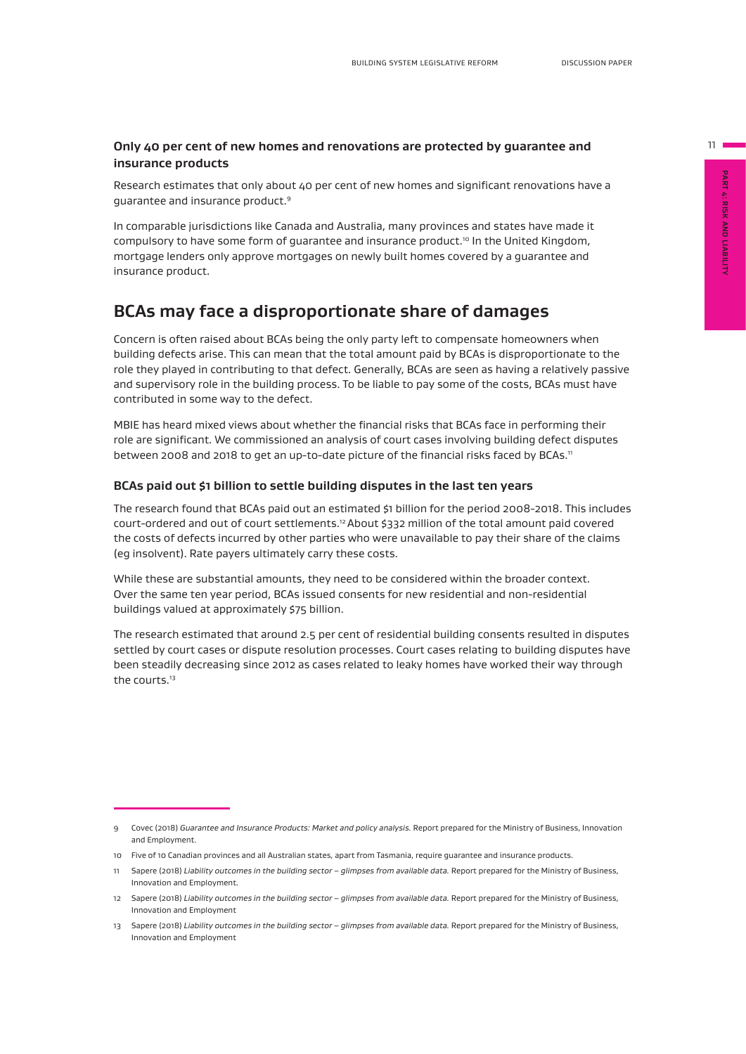### Only 40 per cent of new homes and renovations are protected by guarantee and insurance products

Research estimates that only about 40 per cent of new homes and significant renovations have a guarantee and insurance product.[9]

In comparable jurisdictions like Canada and Australia, many provinces and states have made it compulsory to have some form of guarantee and insurance product.[10] In the United Kingdom, mortgage lenders only approve mortgages on newly built homes covered by a guarantee and insurance product.

## BCAs may face a disproportionate share of damages

Concern is often raised about BCAs being the only party left to compensate homeowners when building defects arise. This can mean that the total amount paid by BCAs is disproportionate to the role they played in contributing to that defect. Generally, BCAs are seen as having a relatively passive and supervisory role in the building process. To be liable to pay some of the costs, BCAs must have contributed in some way to the defect.

MBIE has heard mixed views about whether the financial risks that BCAs face in performing their role are significant. We commissioned an analysis of court cases involving building defect disputes between 2008 and 2018 to get an up-to-date picture of the financial risks faced by BCAs.[11]

### BCAs paid out $1 billion to settle building disputes in the last ten years

The research found that BCAs paid out an estimated $1 billion for the period 2008-2018. This includes court-ordered and out of court settlements.[12] About $332 million of the total amount paid covered the costs of defects incurred by other parties who were unavailable to pay their share of the claims (eg insolvent). Rate payers ultimately carry these costs.

While these are substantial amounts, they need to be considered within the broader context. Over the same ten year period, BCAs issued consents for new residential and non-residential buildings valued at approximately $75 billion.

The research estimated that around 2.5 per cent of residential building consents resulted in disputes settled by court cases or dispute resolution processes. Court cases relating to building disputes have been steadily decreasing since 2012 as cases related to leaky homes have worked their way through the courts.[13]

---

9 Covec (2018) *Guarantee and Insurance Products: Market and policy analysis.* Report prepared for the Ministry of Business, Innovation and Employment.

10 Five of 10 Canadian provinces and all Australian states, apart from Tasmania, require guarantee and insurance products.

11 Sapere (2018) *Liability outcomes in the building sector – glimpses from available data.* Report prepared for the Ministry of Business, Innovation and Employment.

12 Sapere (2018) *Liability outcomes in the building sector – glimpses from available data.* Report prepared for the Ministry of Business, Innovation and Employment

13 Sapere (2018) *Liability outcomes in the building sector – glimpses from available data.* Report prepared for the Ministry of Business, Innovation and Employment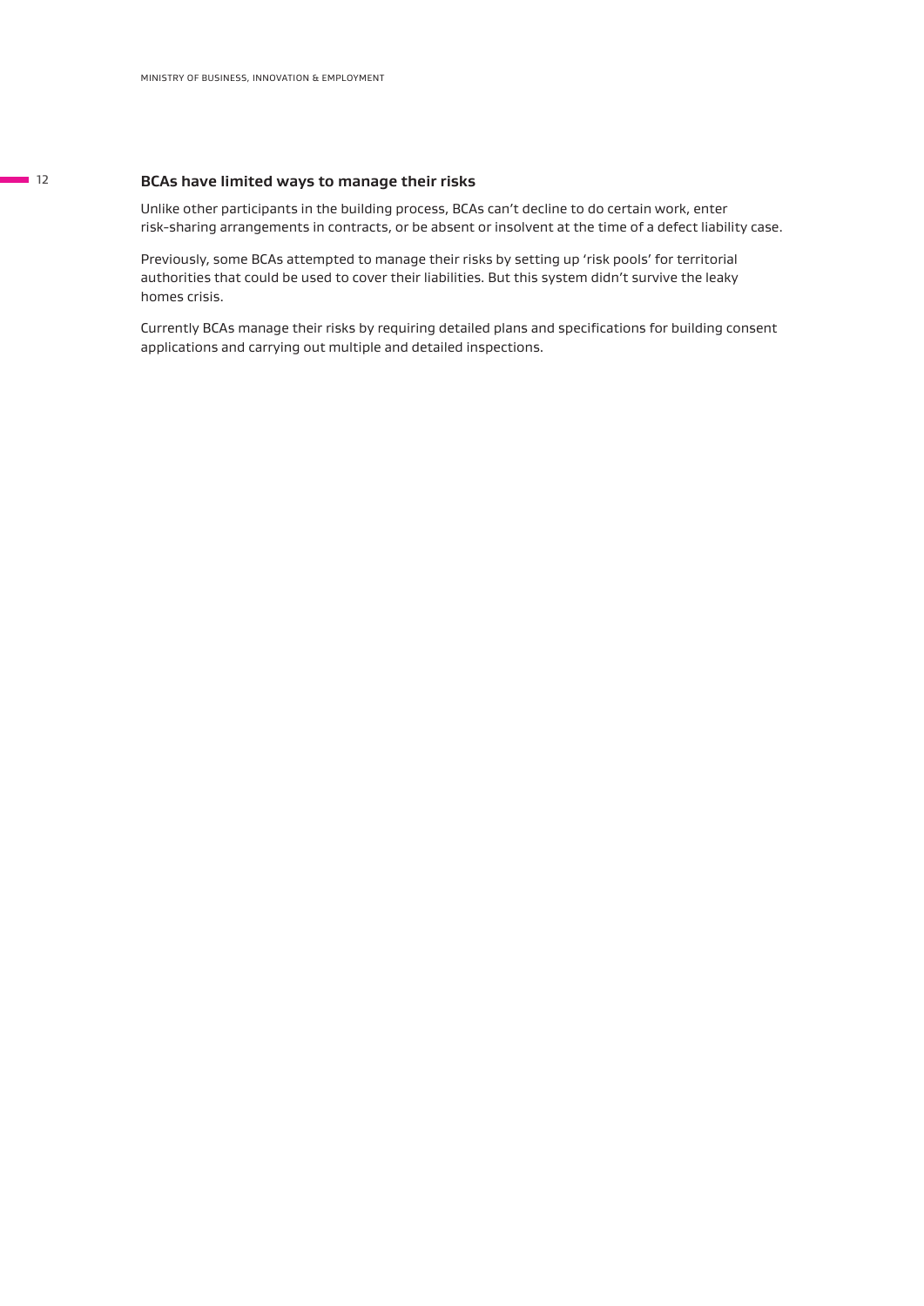### BCAs have limited ways to manage their risks

Unlike other participants in the building process, BCAs can't decline to do certain work, enter risk-sharing arrangements in contracts, or be absent or insolvent at the time of a defect liability case.

Previously, some BCAs attempted to manage their risks by setting up 'risk pools' for territorial authorities that could be used to cover their liabilities. But this system didn't survive the leaky homes crisis.

Currently BCAs manage their risks by requiring detailed plans and specifications for building consent applications and carrying out multiple and detailed inspections.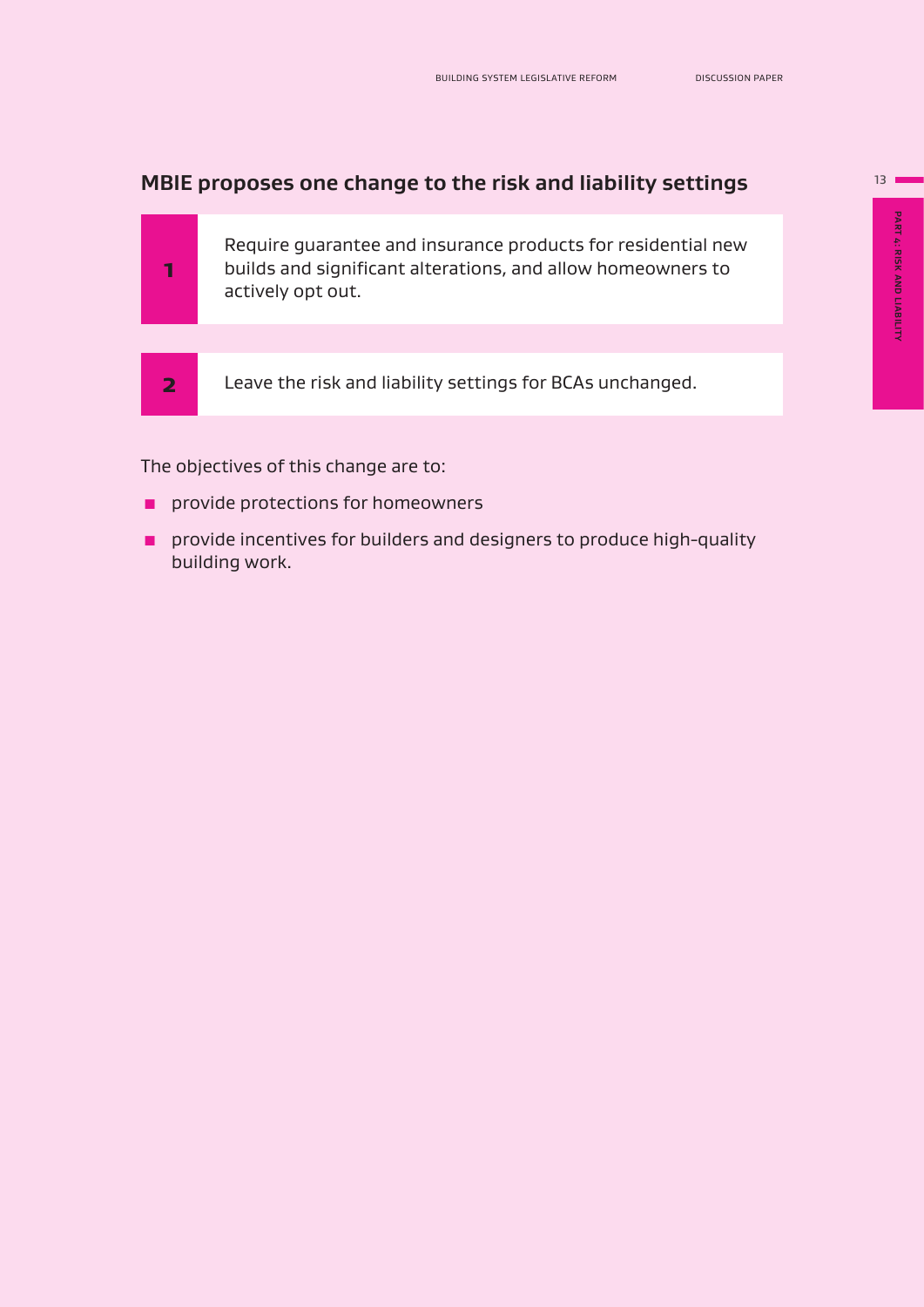## MBIE proposes one change to the risk and liability settings

1. Require guarantee and insurance products for residential new builds and significant alterations, and allow homeowners to actively opt out.

2. Leave the risk and liability settings for BCAs unchanged.

The objectives of this change are to:

- provide protections for homeowners
- provide incentives for builders and designers to produce high-quality building work.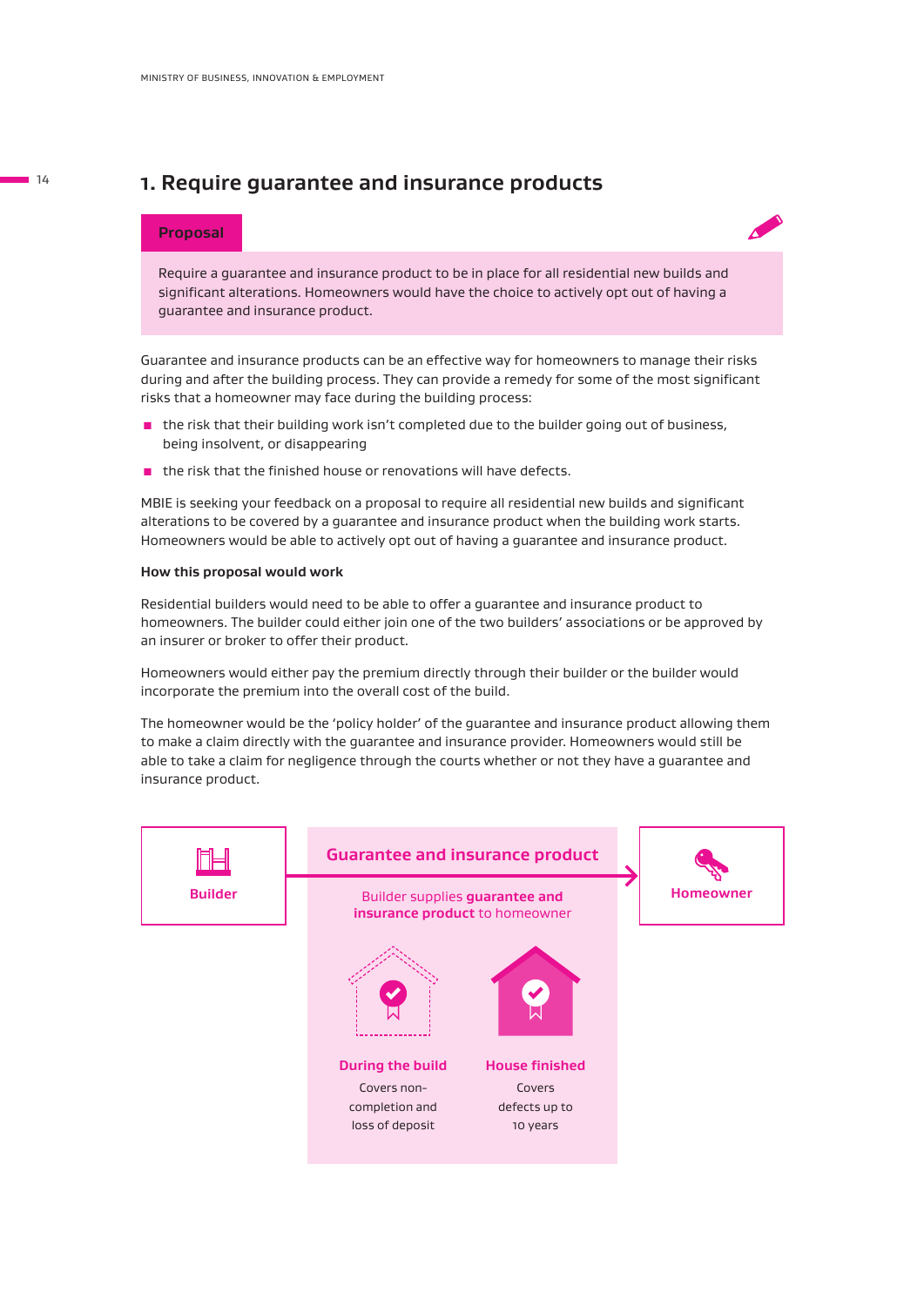# 1. Require guarantee and insurance products

**Proposal**

Require a guarantee and insurance product to be in place for all residential new builds and significant alterations. Homeowners would have the choice to actively opt out of having a guarantee and insurance product.

Guarantee and insurance products can be an effective way for homeowners to manage their risks during and after the building process. They can provide a remedy for some of the most significant risks that a homeowner may face during the building process:

- the risk that their building work isn't completed due to the builder going out of business, being insolvent, or disappearing
- the risk that the finished house or renovations will have defects.

MBIE is seeking your feedback on a proposal to require all residential new builds and significant alterations to be covered by a guarantee and insurance product when the building work starts. Homeowners would be able to actively opt out of having a guarantee and insurance product.

**How this proposal would work**

Residential builders would need to be able to offer a guarantee and insurance product to homeowners. The builder could either join one of the two builders' associations or be approved by an insurer or broker to offer their product.

Homeowners would either pay the premium directly through their builder or the builder would incorporate the premium into the overall cost of the build.

The homeowner would be the 'policy holder' of the guarantee and insurance product allowing them to make a claim directly with the guarantee and insurance provider. Homeowners would still be able to take a claim for negligence through the courts whether or not they have a guarantee and insurance product.

Builder → **Guarantee and insurance product** → Homeowner

Builder supplies **guarantee and insurance product** to homeowner

**During the build**
Covers non-completion and loss of deposit

**House finished**
Covers defects up to 10 years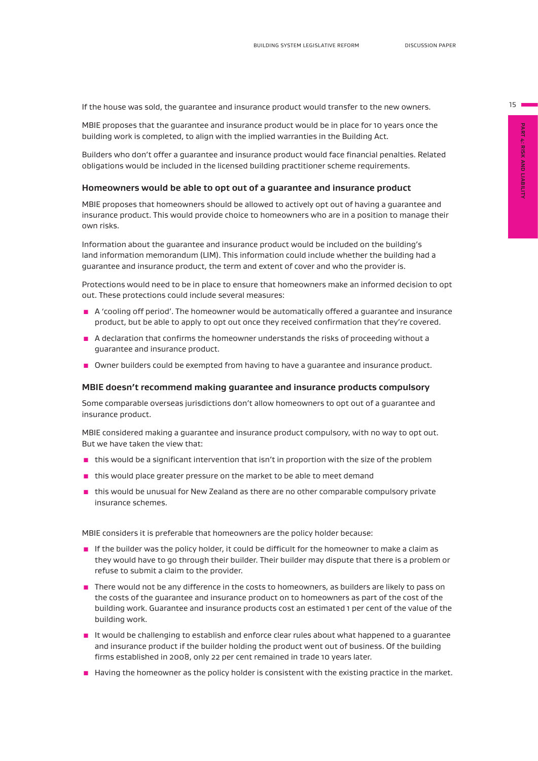If the house was sold, the guarantee and insurance product would transfer to the new owners.

MBIE proposes that the guarantee and insurance product would be in place for 10 years once the building work is completed, to align with the implied warranties in the Building Act.

Builders who don't offer a guarantee and insurance product would face financial penalties. Related obligations would be included in the licensed building practitioner scheme requirements.

### Homeowners would be able to opt out of a guarantee and insurance product

MBIE proposes that homeowners should be allowed to actively opt out of having a guarantee and insurance product. This would provide choice to homeowners who are in a position to manage their own risks.

Information about the guarantee and insurance product would be included on the building's land information memorandum (LIM). This information could include whether the building had a guarantee and insurance product, the term and extent of cover and who the provider is.

Protections would need to be in place to ensure that homeowners make an informed decision to opt out. These protections could include several measures:

- A 'cooling off period'. The homeowner would be automatically offered a guarantee and insurance product, but be able to apply to opt out once they received confirmation that they're covered.
- A declaration that confirms the homeowner understands the risks of proceeding without a guarantee and insurance product.
- Owner builders could be exempted from having to have a guarantee and insurance product.

### MBIE doesn't recommend making guarantee and insurance products compulsory

Some comparable overseas jurisdictions don't allow homeowners to opt out of a guarantee and insurance product.

MBIE considered making a guarantee and insurance product compulsory, with no way to opt out. But we have taken the view that:

- this would be a significant intervention that isn't in proportion with the size of the problem
- this would place greater pressure on the market to be able to meet demand
- this would be unusual for New Zealand as there are no other comparable compulsory private insurance schemes.

MBIE considers it is preferable that homeowners are the policy holder because:

- If the builder was the policy holder, it could be difficult for the homeowner to make a claim as they would have to go through their builder. Their builder may dispute that there is a problem or refuse to submit a claim to the provider.
- There would not be any difference in the costs to homeowners, as builders are likely to pass on the costs of the guarantee and insurance product on to homeowners as part of the cost of the building work. Guarantee and insurance products cost an estimated 1 per cent of the value of the building work.
- It would be challenging to establish and enforce clear rules about what happened to a guarantee and insurance product if the builder holding the product went out of business. Of the building firms established in 2008, only 22 per cent remained in trade 10 years later.
- Having the homeowner as the policy holder is consistent with the existing practice in the market.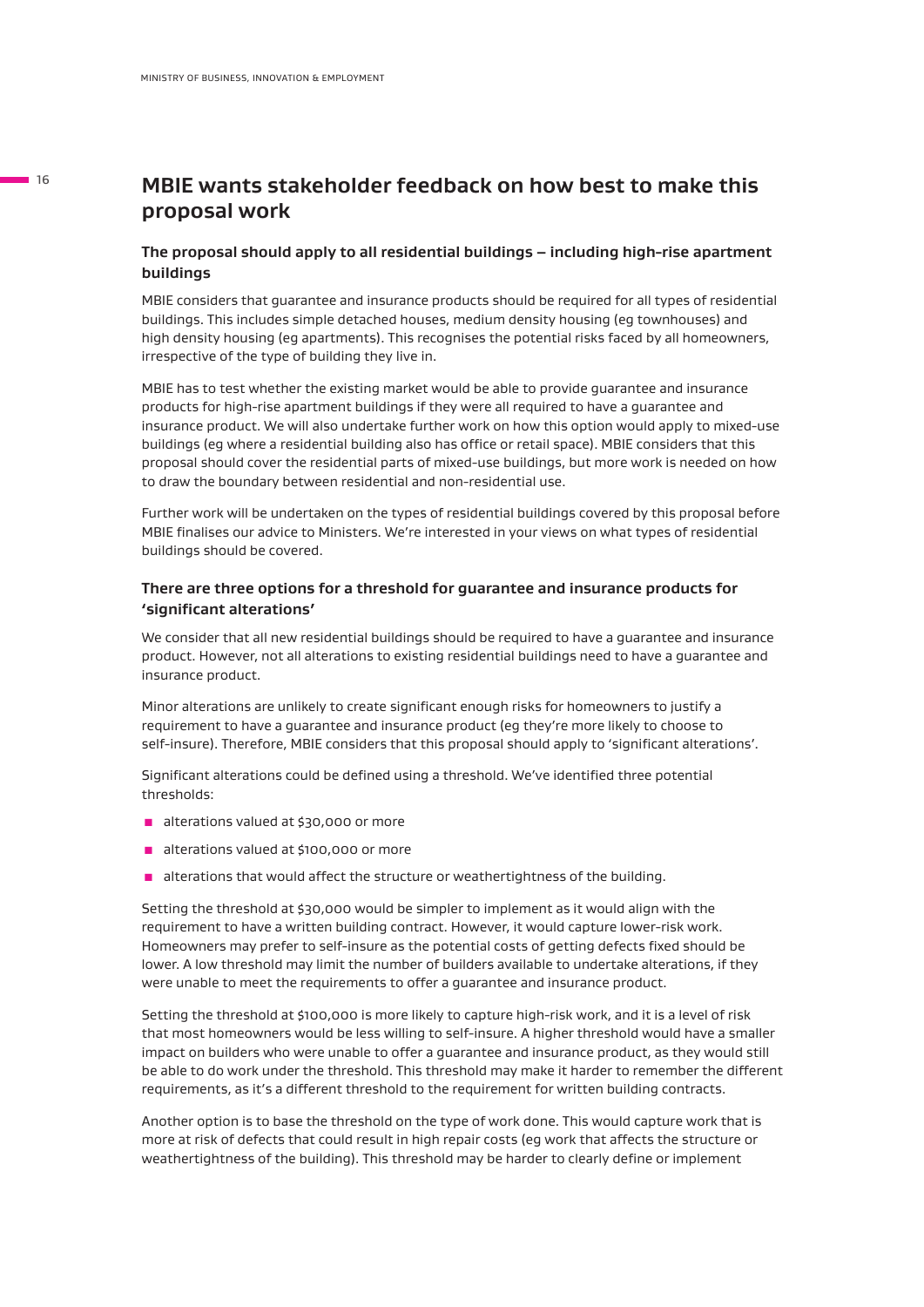## MBIE wants stakeholder feedback on how best to make this proposal work

### The proposal should apply to all residential buildings – including high-rise apartment buildings

MBIE considers that guarantee and insurance products should be required for all types of residential buildings. This includes simple detached houses, medium density housing (eg townhouses) and high density housing (eg apartments). This recognises the potential risks faced by all homeowners, irrespective of the type of building they live in.

MBIE has to test whether the existing market would be able to provide guarantee and insurance products for high-rise apartment buildings if they were all required to have a guarantee and insurance product. We will also undertake further work on how this option would apply to mixed-use buildings (eg where a residential building also has office or retail space). MBIE considers that this proposal should cover the residential parts of mixed-use buildings, but more work is needed on how to draw the boundary between residential and non-residential use.

Further work will be undertaken on the types of residential buildings covered by this proposal before MBIE finalises our advice to Ministers. We're interested in your views on what types of residential buildings should be covered.

### There are three options for a threshold for guarantee and insurance products for 'significant alterations'

We consider that all new residential buildings should be required to have a guarantee and insurance product. However, not all alterations to existing residential buildings need to have a guarantee and insurance product.

Minor alterations are unlikely to create significant enough risks for homeowners to justify a requirement to have a guarantee and insurance product (eg they're more likely to choose to self-insure). Therefore, MBIE considers that this proposal should apply to 'significant alterations'.

Significant alterations could be defined using a threshold. We've identified three potential thresholds:

- alterations valued at $30,000 or more
- alterations valued at $100,000 or more
- alterations that would affect the structure or weathertightness of the building.

Setting the threshold at $30,000 would be simpler to implement as it would align with the requirement to have a written building contract. However, it would capture lower-risk work. Homeowners may prefer to self-insure as the potential costs of getting defects fixed should be lower. A low threshold may limit the number of builders available to undertake alterations, if they were unable to meet the requirements to offer a guarantee and insurance product.

Setting the threshold at $100,000 is more likely to capture high-risk work, and it is a level of risk that most homeowners would be less willing to self-insure. A higher threshold would have a smaller impact on builders who were unable to offer a guarantee and insurance product, as they would still be able to do work under the threshold. This threshold may make it harder to remember the different requirements, as it's a different threshold to the requirement for written building contracts.

Another option is to base the threshold on the type of work done. This would capture work that is more at risk of defects that could result in high repair costs (eg work that affects the structure or weathertightness of the building). This threshold may be harder to clearly define or implement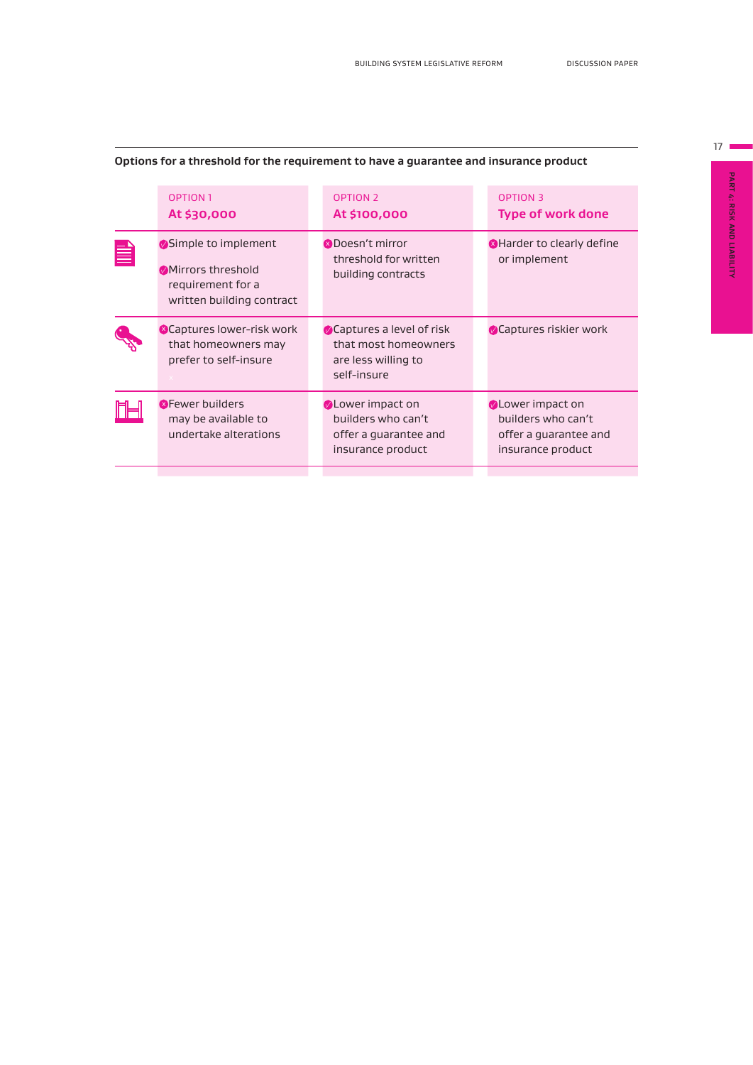**Options for a threshold for the requirement to have a guarantee and insurance product**

| | OPTION 1 **At $30,000** | OPTION 2 **At $100,000** | OPTION 3 **Type of work done** |
|---|---|---|---|
| | ✓ Simple to implement<br>✓ Mirrors threshold requirement for a written building contract | ✗ Doesn't mirror threshold for written building contracts | ✗ Harder to clearly define or implement |
| | ✗ Captures lower-risk work that homeowners may prefer to self-insure | ✓ Captures a level of risk that most homeowners are less willing to self-insure | ✓ Captures riskier work |
| | ✗ Fewer builders may be available to undertake alterations | ✓ Lower impact on builders who can't offer a guarantee and insurance product | ✓ Lower impact on builders who can't offer a guarantee and insurance product |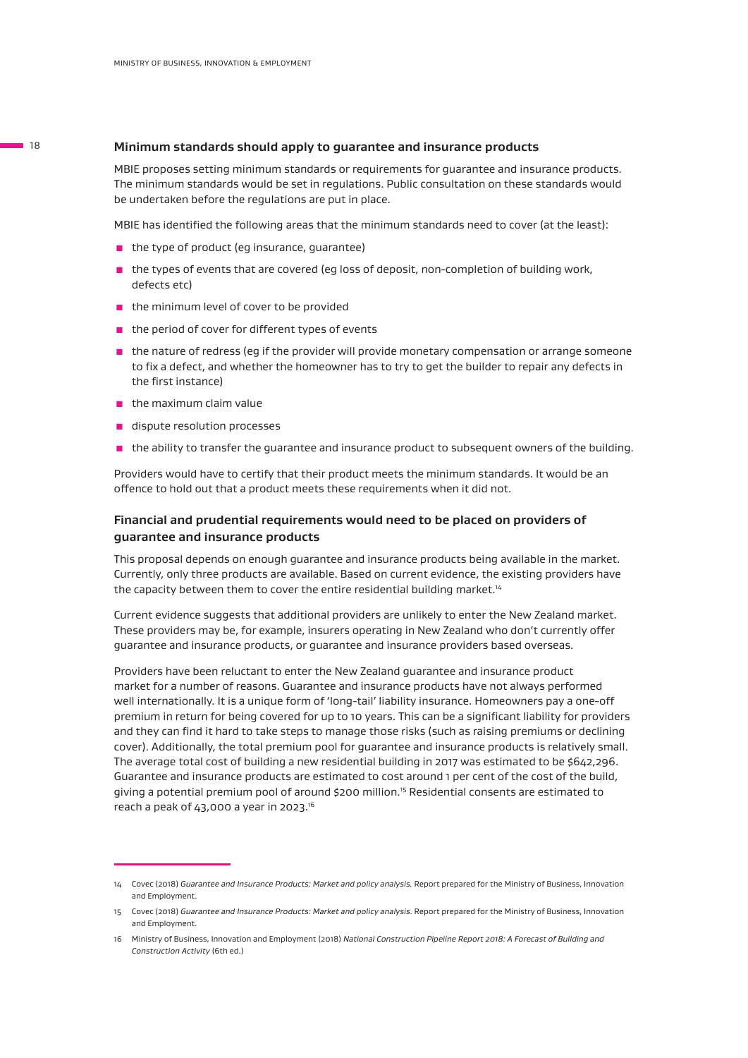### Minimum standards should apply to guarantee and insurance products

MBIE proposes setting minimum standards or requirements for guarantee and insurance products. The minimum standards would be set in regulations. Public consultation on these standards would be undertaken before the regulations are put in place.

MBIE has identified the following areas that the minimum standards need to cover (at the least):

- the type of product (eg insurance, guarantee)
- the types of events that are covered (eg loss of deposit, non-completion of building work, defects etc)
- the minimum level of cover to be provided
- the period of cover for different types of events
- the nature of redress (eg if the provider will provide monetary compensation or arrange someone to fix a defect, and whether the homeowner has to try to get the builder to repair any defects in the first instance)
- the maximum claim value
- dispute resolution processes
- the ability to transfer the guarantee and insurance product to subsequent owners of the building.

Providers would have to certify that their product meets the minimum standards. It would be an offence to hold out that a product meets these requirements when it did not.

### Financial and prudential requirements would need to be placed on providers of guarantee and insurance products

This proposal depends on enough guarantee and insurance products being available in the market. Currently, only three products are available. Based on current evidence, the existing providers have the capacity between them to cover the entire residential building market.[14]

Current evidence suggests that additional providers are unlikely to enter the New Zealand market. These providers may be, for example, insurers operating in New Zealand who don't currently offer guarantee and insurance products, or guarantee and insurance providers based overseas.

Providers have been reluctant to enter the New Zealand guarantee and insurance product market for a number of reasons. Guarantee and insurance products have not always performed well internationally. It is a unique form of 'long-tail' liability insurance. Homeowners pay a one-off premium in return for being covered for up to 10 years. This can be a significant liability for providers and they can find it hard to take steps to manage those risks (such as raising premiums or declining cover). Additionally, the total premium pool for guarantee and insurance products is relatively small. The average total cost of building a new residential building in 2017 was estimated to be $642,296. Guarantee and insurance products are estimated to cost around 1 per cent of the cost of the build, giving a potential premium pool of around $200 million.[15] Residential consents are estimated to reach a peak of 43,000 a year in 2023.[16]

---

14 Covec (2018) *Guarantee and Insurance Products: Market and policy analysis.* Report prepared for the Ministry of Business, Innovation and Employment.

15 Covec (2018) *Guarantee and Insurance Products: Market and policy analysis.* Report prepared for the Ministry of Business, Innovation and Employment.

16 Ministry of Business, Innovation and Employment (2018) *National Construction Pipeline Report 2018: A Forecast of Building and Construction Activity* (6th ed.)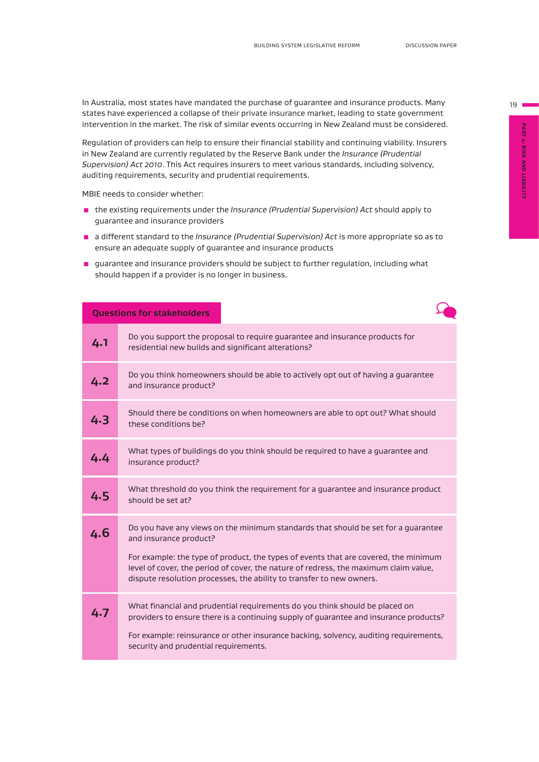In Australia, most states have mandated the purchase of guarantee and insurance products. Many states have experienced a collapse of their private insurance market, leading to state government intervention in the market. The risk of similar events occurring in New Zealand must be considered.

Regulation of providers can help to ensure their financial stability and continuing viability. Insurers in New Zealand are currently regulated by the Reserve Bank under the *Insurance (Prudential Supervision) Act 2010*. This Act requires insurers to meet various standards, including solvency, auditing requirements, security and prudential requirements.

MBIE needs to consider whether:

- the existing requirements under the *Insurance (Prudential Supervision) Act* should apply to guarantee and insurance providers
- a different standard to the *Insurance (Prudential Supervision) Act* is more appropriate so as to ensure an adequate supply of guarantee and insurance products
- guarantee and insurance providers should be subject to further regulation, including what should happen if a provider is no longer in business.

## Questions for stakeholders

| | |
|---|---|
| **4.1** | Do you support the proposal to require guarantee and insurance products for residential new builds and significant alterations? |
| **4.2** | Do you think homeowners should be able to actively opt out of having a guarantee and insurance product? |
| **4.3** | Should there be conditions on when homeowners are able to opt out? What should these conditions be? |
| **4.4** | What types of buildings do you think should be required to have a guarantee and insurance product? |
| **4.5** | What threshold do you think the requirement for a guarantee and insurance product should be set at? |
| **4.6** | Do you have any views on the minimum standards that should be set for a guarantee and insurance product?<br><br>For example: the type of product, the types of events that are covered, the minimum level of cover, the period of cover, the nature of redress, the maximum claim value, dispute resolution processes, the ability to transfer to new owners. |
| **4.7** | What financial and prudential requirements do you think should be placed on providers to ensure there is a continuing supply of guarantee and insurance products?<br><br>For example: reinsurance or other insurance backing, solvency, auditing requirements, security and prudential requirements. |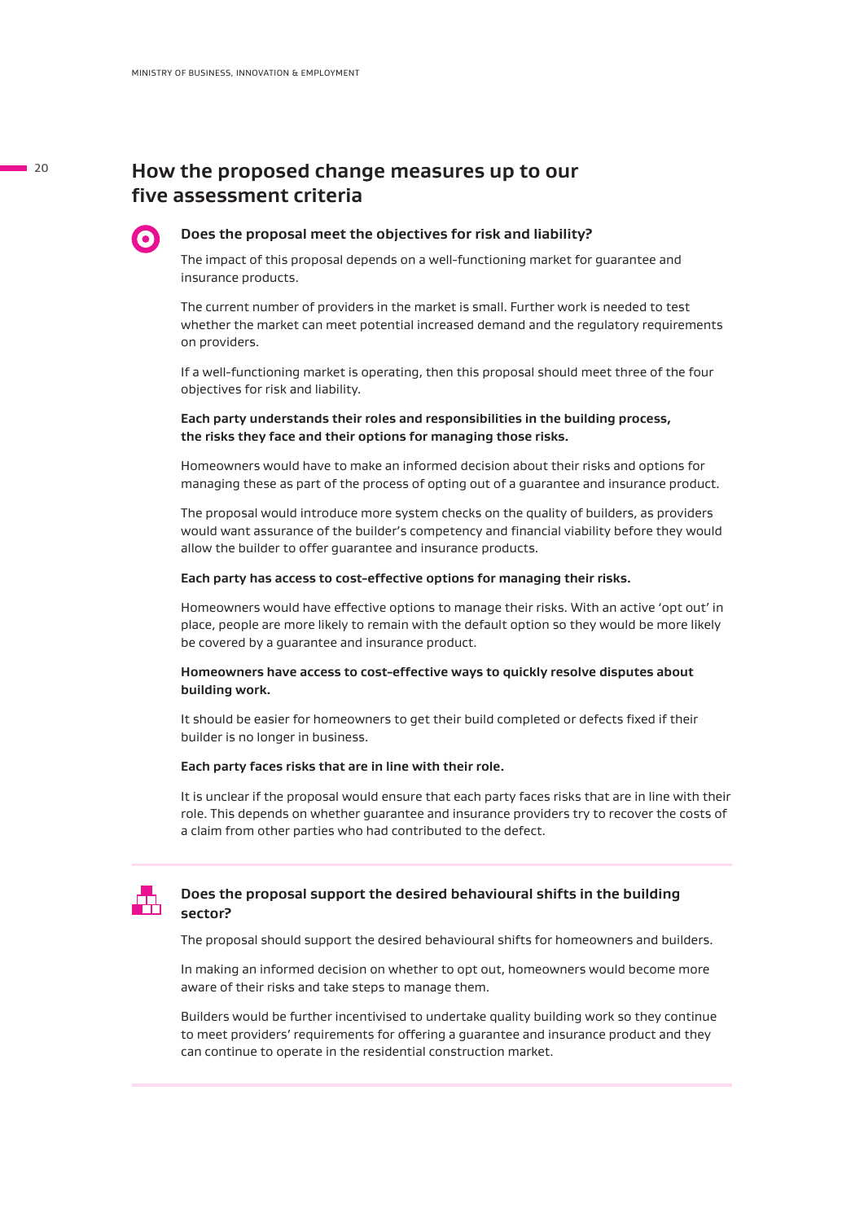## How the proposed change measures up to our five assessment criteria

### Does the proposal meet the objectives for risk and liability?

The impact of this proposal depends on a well-functioning market for guarantee and insurance products.

The current number of providers in the market is small. Further work is needed to test whether the market can meet potential increased demand and the regulatory requirements on providers.

If a well-functioning market is operating, then this proposal should meet three of the four objectives for risk and liability.

**Each party understands their roles and responsibilities in the building process, the risks they face and their options for managing those risks.**

Homeowners would have to make an informed decision about their risks and options for managing these as part of the process of opting out of a guarantee and insurance product.

The proposal would introduce more system checks on the quality of builders, as providers would want assurance of the builder's competency and financial viability before they would allow the builder to offer guarantee and insurance products.

**Each party has access to cost-effective options for managing their risks.**

Homeowners would have effective options to manage their risks. With an active 'opt out' in place, people are more likely to remain with the default option so they would be more likely be covered by a guarantee and insurance product.

**Homeowners have access to cost-effective ways to quickly resolve disputes about building work.**

It should be easier for homeowners to get their build completed or defects fixed if their builder is no longer in business.

**Each party faces risks that are in line with their role.**

It is unclear if the proposal would ensure that each party faces risks that are in line with their role. This depends on whether guarantee and insurance providers try to recover the costs of a claim from other parties who had contributed to the defect.

### Does the proposal support the desired behavioural shifts in the building sector?

The proposal should support the desired behavioural shifts for homeowners and builders.

In making an informed decision on whether to opt out, homeowners would become more aware of their risks and take steps to manage them.

Builders would be further incentivised to undertake quality building work so they continue to meet providers' requirements for offering a guarantee and insurance product and they can continue to operate in the residential construction market.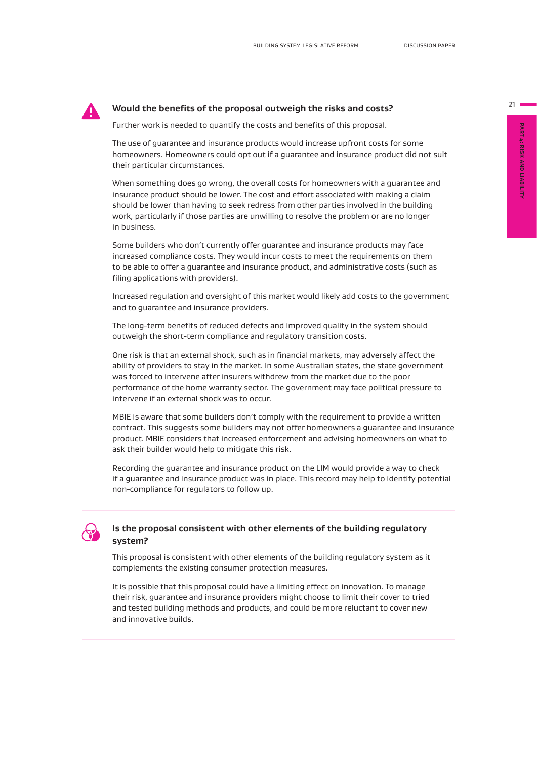### Would the benefits of the proposal outweigh the risks and costs?

Further work is needed to quantify the costs and benefits of this proposal.

The use of guarantee and insurance products would increase upfront costs for some homeowners. Homeowners could opt out if a guarantee and insurance product did not suit their particular circumstances.

When something does go wrong, the overall costs for homeowners with a guarantee and insurance product should be lower. The cost and effort associated with making a claim should be lower than having to seek redress from other parties involved in the building work, particularly if those parties are unwilling to resolve the problem or are no longer in business.

Some builders who don't currently offer guarantee and insurance products may face increased compliance costs. They would incur costs to meet the requirements on them to be able to offer a guarantee and insurance product, and administrative costs (such as filing applications with providers).

Increased regulation and oversight of this market would likely add costs to the government and to guarantee and insurance providers.

The long-term benefits of reduced defects and improved quality in the system should outweigh the short-term compliance and regulatory transition costs.

One risk is that an external shock, such as in financial markets, may adversely affect the ability of providers to stay in the market. In some Australian states, the state government was forced to intervene after insurers withdrew from the market due to the poor performance of the home warranty sector. The government may face political pressure to intervene if an external shock was to occur.

MBIE is aware that some builders don't comply with the requirement to provide a written contract. This suggests some builders may not offer homeowners a guarantee and insurance product. MBIE considers that increased enforcement and advising homeowners on what to ask their builder would help to mitigate this risk.

Recording the guarantee and insurance product on the LIM would provide a way to check if a guarantee and insurance product was in place. This record may help to identify potential non-compliance for regulators to follow up.

### Is the proposal consistent with other elements of the building regulatory system?

This proposal is consistent with other elements of the building regulatory system as it complements the existing consumer protection measures.

It is possible that this proposal could have a limiting effect on innovation. To manage their risk, guarantee and insurance providers might choose to limit their cover to tried and tested building methods and products, and could be more reluctant to cover new and innovative builds.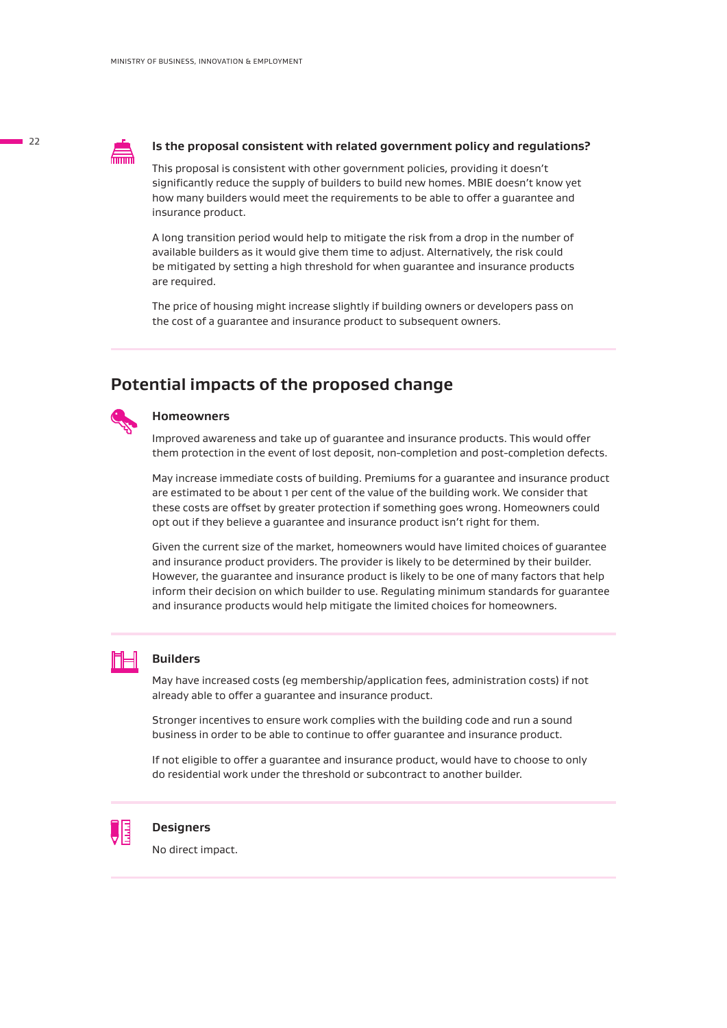### Is the proposal consistent with related government policy and regulations?

This proposal is consistent with other government policies, providing it doesn't significantly reduce the supply of builders to build new homes. MBIE doesn't know yet how many builders would meet the requirements to be able to offer a guarantee and insurance product.

A long transition period would help to mitigate the risk from a drop in the number of available builders as it would give them time to adjust. Alternatively, the risk could be mitigated by setting a high threshold for when guarantee and insurance products are required.

The price of housing might increase slightly if building owners or developers pass on the cost of a guarantee and insurance product to subsequent owners.

## Potential impacts of the proposed change

### Homeowners

Improved awareness and take up of guarantee and insurance products. This would offer them protection in the event of lost deposit, non-completion and post-completion defects.

May increase immediate costs of building. Premiums for a guarantee and insurance product are estimated to be about 1 per cent of the value of the building work. We consider that these costs are offset by greater protection if something goes wrong. Homeowners could opt out if they believe a guarantee and insurance product isn't right for them.

Given the current size of the market, homeowners would have limited choices of guarantee and insurance product providers. The provider is likely to be determined by their builder. However, the guarantee and insurance product is likely to be one of many factors that help inform their decision on which builder to use. Regulating minimum standards for guarantee and insurance products would help mitigate the limited choices for homeowners.

### Builders

May have increased costs (eg membership/application fees, administration costs) if not already able to offer a guarantee and insurance product.

Stronger incentives to ensure work complies with the building code and run a sound business in order to be able to continue to offer guarantee and insurance product.

If not eligible to offer a guarantee and insurance product, would have to choose to only do residential work under the threshold or subcontract to another builder.

### Designers

No direct impact.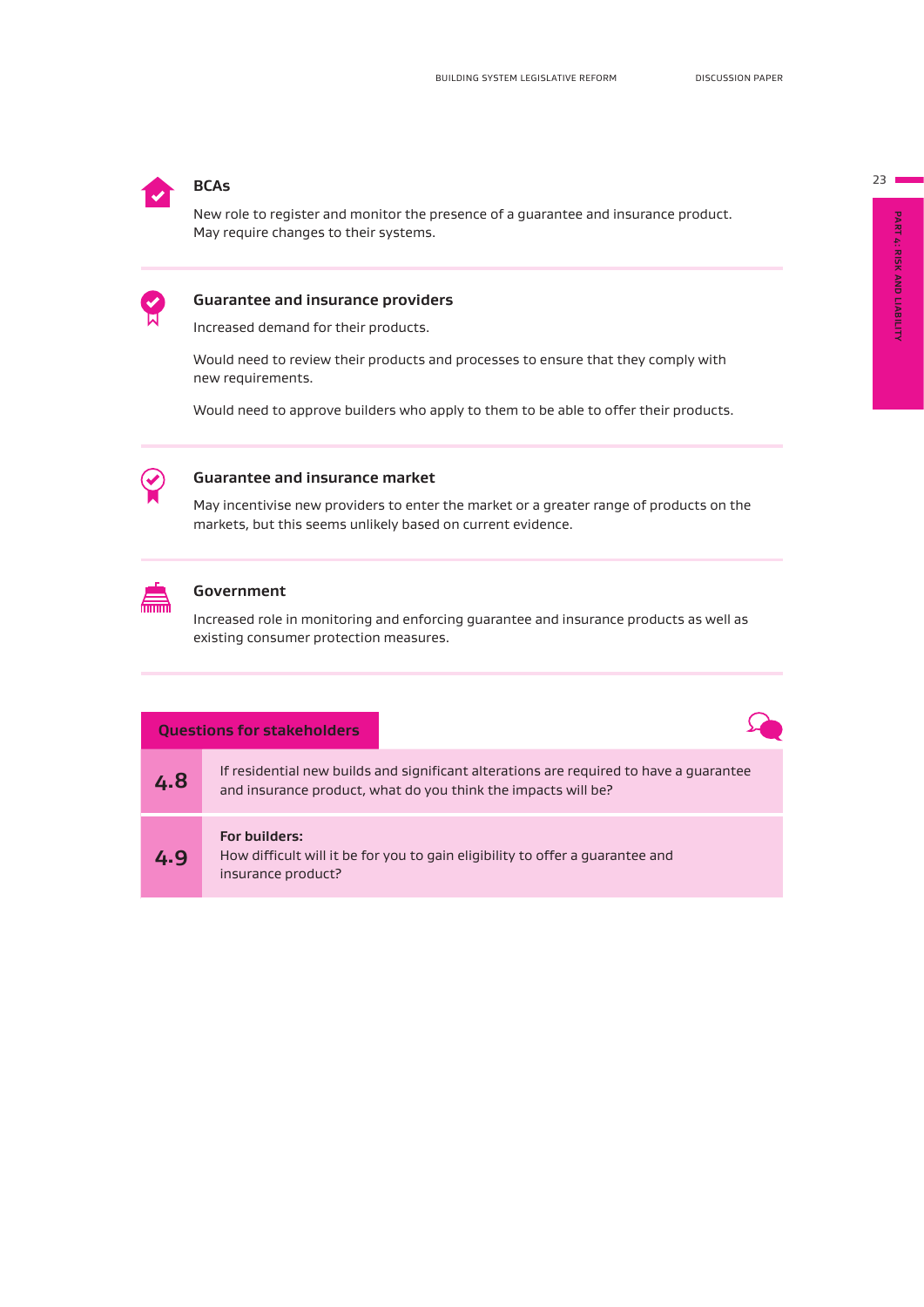### BCAs

New role to register and monitor the presence of a guarantee and insurance product. May require changes to their systems.

### Guarantee and insurance providers

Increased demand for their products.

Would need to review their products and processes to ensure that they comply with new requirements.

Would need to approve builders who apply to them to be able to offer their products.

### Guarantee and insurance market

May incentivise new providers to enter the market or a greater range of products on the markets, but this seems unlikely based on current evidence.

### Government

Increased role in monitoring and enforcing guarantee and insurance products as well as existing consumer protection measures.

### Questions for stakeholders

| | |
|---|---|
| **4.8** | If residential new builds and significant alterations are required to have a guarantee and insurance product, what do you think the impacts will be? |
| **4.9** | **For builders:**<br>How difficult will it be for you to gain eligibility to offer a guarantee and insurance product? |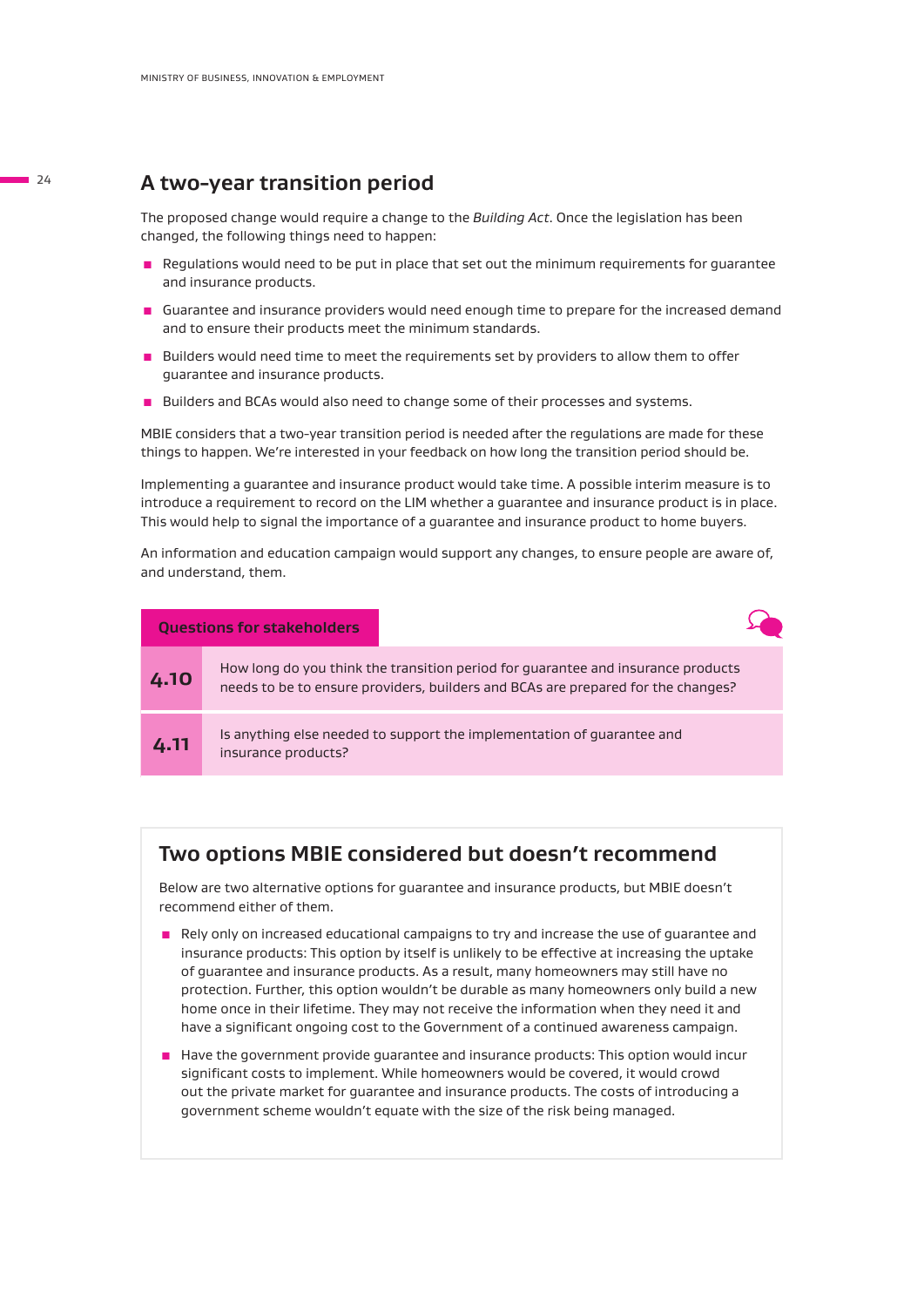## A two-year transition period

The proposed change would require a change to the *Building Act*. Once the legislation has been changed, the following things need to happen:

- Regulations would need to be put in place that set out the minimum requirements for guarantee and insurance products.
- Guarantee and insurance providers would need enough time to prepare for the increased demand and to ensure their products meet the minimum standards.
- Builders would need time to meet the requirements set by providers to allow them to offer guarantee and insurance products.
- Builders and BCAs would also need to change some of their processes and systems.

MBIE considers that a two-year transition period is needed after the regulations are made for these things to happen. We're interested in your feedback on how long the transition period should be.

Implementing a guarantee and insurance product would take time. A possible interim measure is to introduce a requirement to record on the LIM whether a guarantee and insurance product is in place. This would help to signal the importance of a guarantee and insurance product to home buyers.

An information and education campaign would support any changes, to ensure people are aware of, and understand, them.

| Questions for stakeholders | |
|---|---|
| **4.10** | How long do you think the transition period for guarantee and insurance products needs to be to ensure providers, builders and BCAs are prepared for the changes? |
| **4.11** | Is anything else needed to support the implementation of guarantee and insurance products? |

## Two options MBIE considered but doesn't recommend

Below are two alternative options for guarantee and insurance products, but MBIE doesn't recommend either of them.

- Rely only on increased educational campaigns to try and increase the use of guarantee and insurance products: This option by itself is unlikely to be effective at increasing the uptake of guarantee and insurance products. As a result, many homeowners may still have no protection. Further, this option wouldn't be durable as many homeowners only build a new home once in their lifetime. They may not receive the information when they need it and have a significant ongoing cost to the Government of a continued awareness campaign.
- Have the government provide guarantee and insurance products: This option would incur significant costs to implement. While homeowners would be covered, it would crowd out the private market for guarantee and insurance products. The costs of introducing a government scheme wouldn't equate with the size of the risk being managed.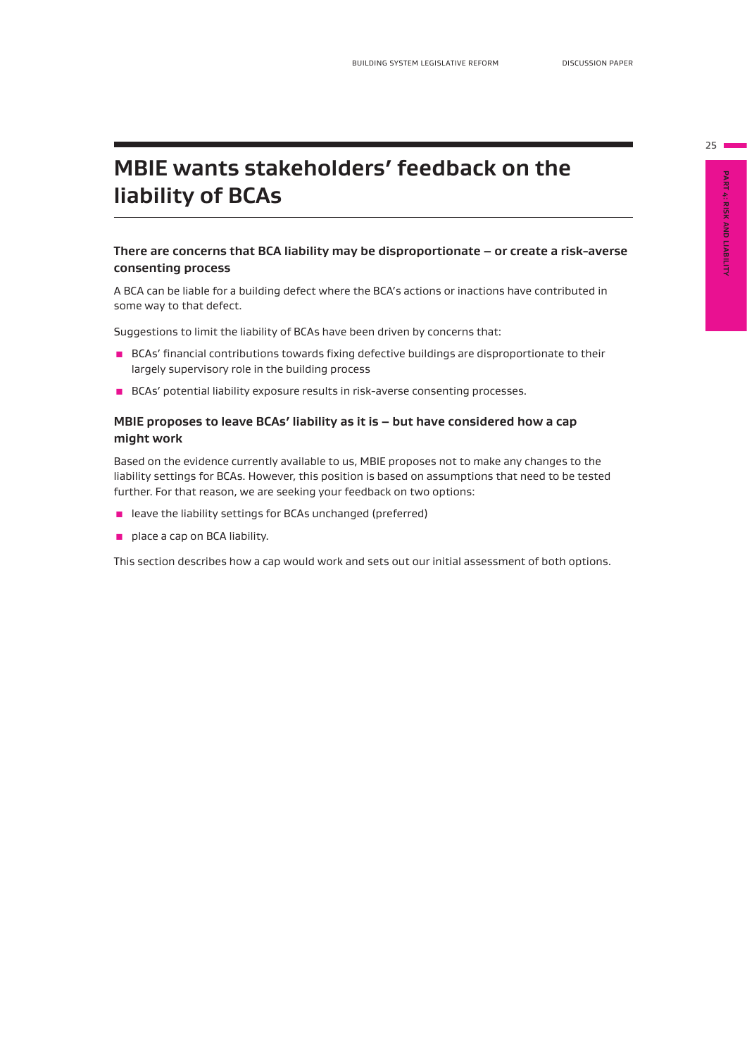# MBIE wants stakeholders' feedback on the liability of BCAs

### There are concerns that BCA liability may be disproportionate – or create a risk-averse consenting process

A BCA can be liable for a building defect where the BCA's actions or inactions have contributed in some way to that defect.

Suggestions to limit the liability of BCAs have been driven by concerns that:

- BCAs' financial contributions towards fixing defective buildings are disproportionate to their largely supervisory role in the building process
- BCAs' potential liability exposure results in risk-averse consenting processes.

### MBIE proposes to leave BCAs' liability as it is – but have considered how a cap might work

Based on the evidence currently available to us, MBIE proposes not to make any changes to the liability settings for BCAs. However, this position is based on assumptions that need to be tested further. For that reason, we are seeking your feedback on two options:

- leave the liability settings for BCAs unchanged (preferred)
- place a cap on BCA liability.

This section describes how a cap would work and sets out our initial assessment of both options.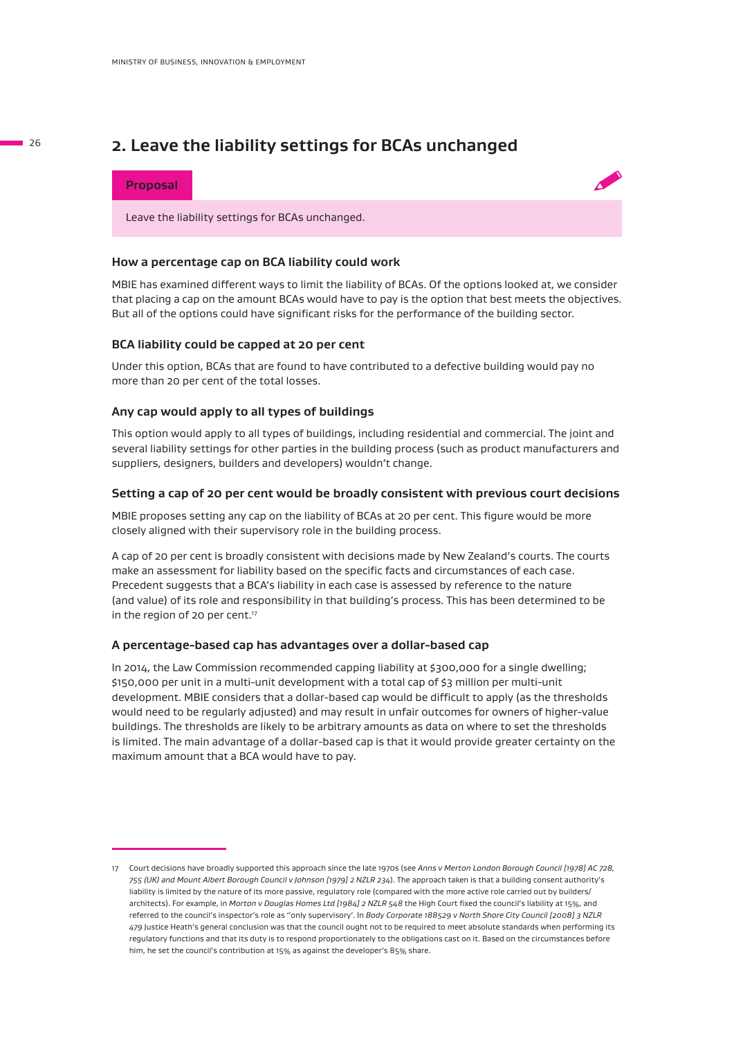## 2. Leave the liability settings for BCAs unchanged

**Proposal**

Leave the liability settings for BCAs unchanged.

### How a percentage cap on BCA liability could work

MBIE has examined different ways to limit the liability of BCAs. Of the options looked at, we consider that placing a cap on the amount BCAs would have to pay is the option that best meets the objectives. But all of the options could have significant risks for the performance of the building sector.

### BCA liability could be capped at 20 per cent

Under this option, BCAs that are found to have contributed to a defective building would pay no more than 20 per cent of the total losses.

### Any cap would apply to all types of buildings

This option would apply to all types of buildings, including residential and commercial. The joint and several liability settings for other parties in the building process (such as product manufacturers and suppliers, designers, builders and developers) wouldn't change.

### Setting a cap of 20 per cent would be broadly consistent with previous court decisions

MBIE proposes setting any cap on the liability of BCAs at 20 per cent. This figure would be more closely aligned with their supervisory role in the building process.

A cap of 20 per cent is broadly consistent with decisions made by New Zealand's courts. The courts make an assessment for liability based on the specific facts and circumstances of each case. Precedent suggests that a BCA's liability in each case is assessed by reference to the nature (and value) of its role and responsibility in that building's process. This has been determined to be in the region of 20 per cent.[17]

### A percentage-based cap has advantages over a dollar-based cap

In 2014, the Law Commission recommended capping liability at $300,000 for a single dwelling; $150,000 per unit in a multi-unit development with a total cap of $3 million per multi-unit development. MBIE considers that a dollar-based cap would be difficult to apply (as the thresholds would need to be regularly adjusted) and may result in unfair outcomes for owners of higher-value buildings. The thresholds are likely to be arbitrary amounts as data on where to set the thresholds is limited. The main advantage of a dollar-based cap is that it would provide greater certainty on the maximum amount that a BCA would have to pay.

---

17 Court decisions have broadly supported this approach since the late 1970s (see *Anns v Merton London Borough Council [1978] AC 728, 755 (UK) and Mount Albert Borough Council v Johnson [1979] 2 NZLR 234*). The approach taken is that a building consent authority's liability is limited by the nature of its more passive, regulatory role (compared with the more active role carried out by builders/architects). For example, in *Morton v Douglas Homes Ltd [1984] 2 NZLR 548* the High Court fixed the council's liability at 15%, and referred to the council's inspector's role as "only supervisory'. In *Body Corporate 188529 v North Shore City Council [2008] 3 NZLR 479* Justice Heath's general conclusion was that the council ought not to be required to meet absolute standards when performing its regulatory functions and that its duty is to respond proportionately to the obligations cast on it. Based on the circumstances before him, he set the council's contribution at 15% as against the developer's 85% share.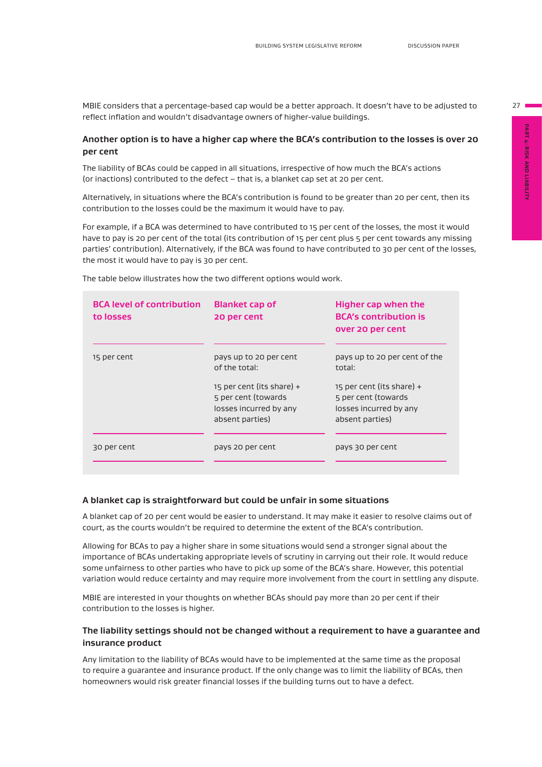MBIE considers that a percentage-based cap would be a better approach. It doesn't have to be adjusted to reflect inflation and wouldn't disadvantage owners of higher-value buildings.

### Another option is to have a higher cap where the BCA's contribution to the losses is over 20 per cent

The liability of BCAs could be capped in all situations, irrespective of how much the BCA's actions (or inactions) contributed to the defect – that is, a blanket cap set at 20 per cent.

Alternatively, in situations where the BCA's contribution is found to be greater than 20 per cent, then its contribution to the losses could be the maximum it would have to pay.

For example, if a BCA was determined to have contributed to 15 per cent of the losses, the most it would have to pay is 20 per cent of the total (its contribution of 15 per cent plus 5 per cent towards any missing parties' contribution). Alternatively, if the BCA was found to have contributed to 30 per cent of the losses, the most it would have to pay is 30 per cent.

The table below illustrates how the two different options would work.

| BCA level of contribution to losses | Blanket cap of 20 per cent | Higher cap when the BCA's contribution is over 20 per cent |
|---|---|---|
| 15 per cent | pays up to 20 per cent of the total:<br><br>15 per cent (its share) + 5 per cent (towards losses incurred by any absent parties) | pays up to 20 per cent of the total:<br><br>15 per cent (its share) + 5 per cent (towards losses incurred by any absent parties) |
| 30 per cent | pays 20 per cent | pays 30 per cent |

### A blanket cap is straightforward but could be unfair in some situations

A blanket cap of 20 per cent would be easier to understand. It may make it easier to resolve claims out of court, as the courts wouldn't be required to determine the extent of the BCA's contribution.

Allowing for BCAs to pay a higher share in some situations would send a stronger signal about the importance of BCAs undertaking appropriate levels of scrutiny in carrying out their role. It would reduce some unfairness to other parties who have to pick up some of the BCA's share. However, this potential variation would reduce certainty and may require more involvement from the court in settling any dispute.

MBIE are interested in your thoughts on whether BCAs should pay more than 20 per cent if their contribution to the losses is higher.

### The liability settings should not be changed without a requirement to have a guarantee and insurance product

Any limitation to the liability of BCAs would have to be implemented at the same time as the proposal to require a guarantee and insurance product. If the only change was to limit the liability of BCAs, then homeowners would risk greater financial losses if the building turns out to have a defect.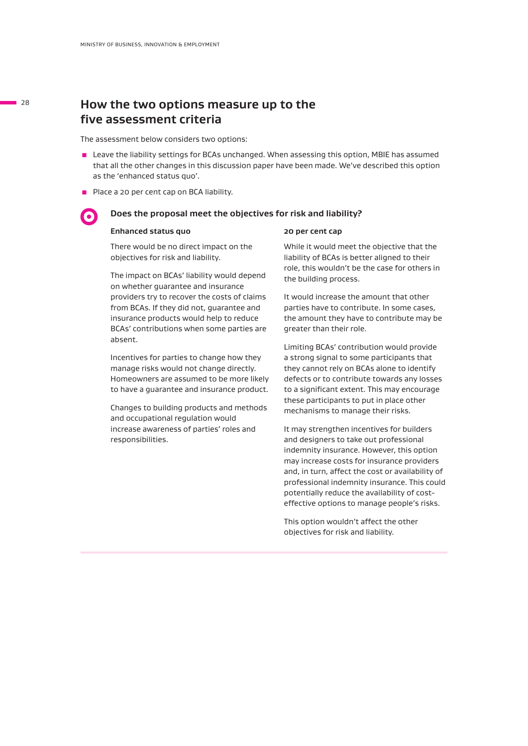## How the two options measure up to the five assessment criteria

The assessment below considers two options:

- Leave the liability settings for BCAs unchanged. When assessing this option, MBIE has assumed that all the other changes in this discussion paper have been made. We've described this option as the 'enhanced status quo'.
- Place a 20 per cent cap on BCA liability.

### Does the proposal meet the objectives for risk and liability?

**Enhanced status quo**

There would be no direct impact on the objectives for risk and liability.

The impact on BCAs' liability would depend on whether guarantee and insurance providers try to recover the costs of claims from BCAs. If they did not, guarantee and insurance products would help to reduce BCAs' contributions when some parties are absent.

Incentives for parties to change how they manage risks would not change directly. Homeowners are assumed to be more likely to have a guarantee and insurance product.

Changes to building products and methods and occupational regulation would increase awareness of parties' roles and responsibilities.

**20 per cent cap**

While it would meet the objective that the liability of BCAs is better aligned to their role, this wouldn't be the case for others in the building process.

It would increase the amount that other parties have to contribute. In some cases, the amount they have to contribute may be greater than their role.

Limiting BCAs' contribution would provide a strong signal to some participants that they cannot rely on BCAs alone to identify defects or to contribute towards any losses to a significant extent. This may encourage these participants to put in place other mechanisms to manage their risks.

It may strengthen incentives for builders and designers to take out professional indemnity insurance. However, this option may increase costs for insurance providers and, in turn, affect the cost or availability of professional indemnity insurance. This could potentially reduce the availability of cost-effective options to manage people's risks.

This option wouldn't affect the other objectives for risk and liability.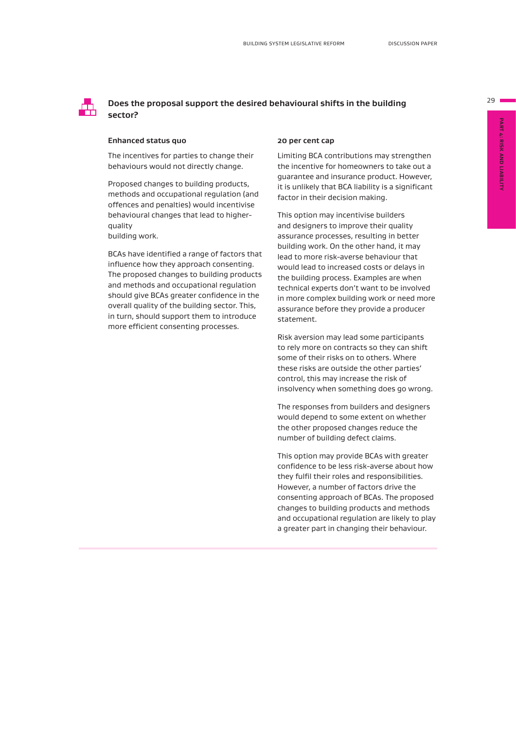## Does the proposal support the desired behavioural shifts in the building sector?

### Enhanced status quo

The incentives for parties to change their behaviours would not directly change.

Proposed changes to building products, methods and occupational regulation (and offences and penalties) would incentivise behavioural changes that lead to higher-quality building work.

BCAs have identified a range of factors that influence how they approach consenting. The proposed changes to building products and methods and occupational regulation should give BCAs greater confidence in the overall quality of the building sector. This, in turn, should support them to introduce more efficient consenting processes.

### 20 per cent cap

Limiting BCA contributions may strengthen the incentive for homeowners to take out a guarantee and insurance product. However, it is unlikely that BCA liability is a significant factor in their decision making.

This option may incentivise builders and designers to improve their quality assurance processes, resulting in better building work. On the other hand, it may lead to more risk-averse behaviour that would lead to increased costs or delays in the building process. Examples are when technical experts don't want to be involved in more complex building work or need more assurance before they provide a producer statement.

Risk aversion may lead some participants to rely more on contracts so they can shift some of their risks on to others. Where these risks are outside the other parties' control, this may increase the risk of insolvency when something does go wrong.

The responses from builders and designers would depend to some extent on whether the other proposed changes reduce the number of building defect claims.

This option may provide BCAs with greater confidence to be less risk-averse about how they fulfil their roles and responsibilities. However, a number of factors drive the consenting approach of BCAs. The proposed changes to building products and methods and occupational regulation are likely to play a greater part in changing their behaviour.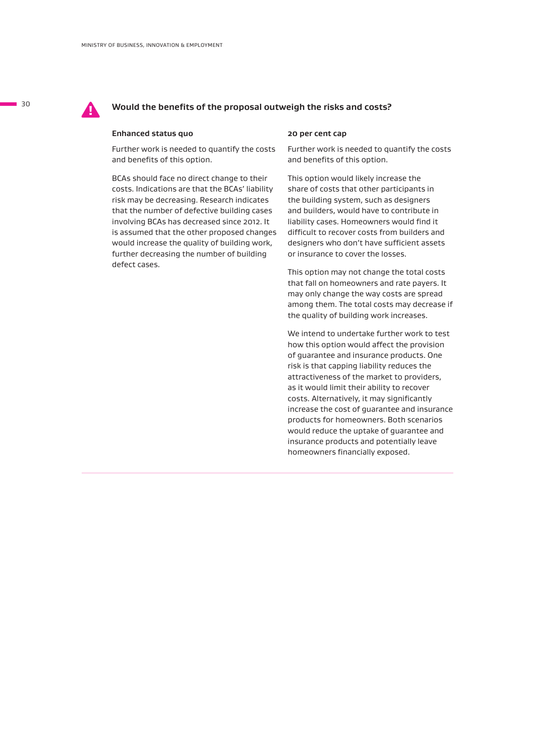## Would the benefits of the proposal outweigh the risks and costs?

### Enhanced status quo

Further work is needed to quantify the costs and benefits of this option.

BCAs should face no direct change to their costs. Indications are that the BCAs' liability risk may be decreasing. Research indicates that the number of defective building cases involving BCAs has decreased since 2012. It is assumed that the other proposed changes would increase the quality of building work, further decreasing the number of building defect cases.

### 20 per cent cap

Further work is needed to quantify the costs and benefits of this option.

This option would likely increase the share of costs that other participants in the building system, such as designers and builders, would have to contribute in liability cases. Homeowners would find it difficult to recover costs from builders and designers who don't have sufficient assets or insurance to cover the losses.

This option may not change the total costs that fall on homeowners and rate payers. It may only change the way costs are spread among them. The total costs may decrease if the quality of building work increases.

We intend to undertake further work to test how this option would affect the provision of guarantee and insurance products. One risk is that capping liability reduces the attractiveness of the market to providers, as it would limit their ability to recover costs. Alternatively, it may significantly increase the cost of guarantee and insurance products for homeowners. Both scenarios would reduce the uptake of guarantee and insurance products and potentially leave homeowners financially exposed.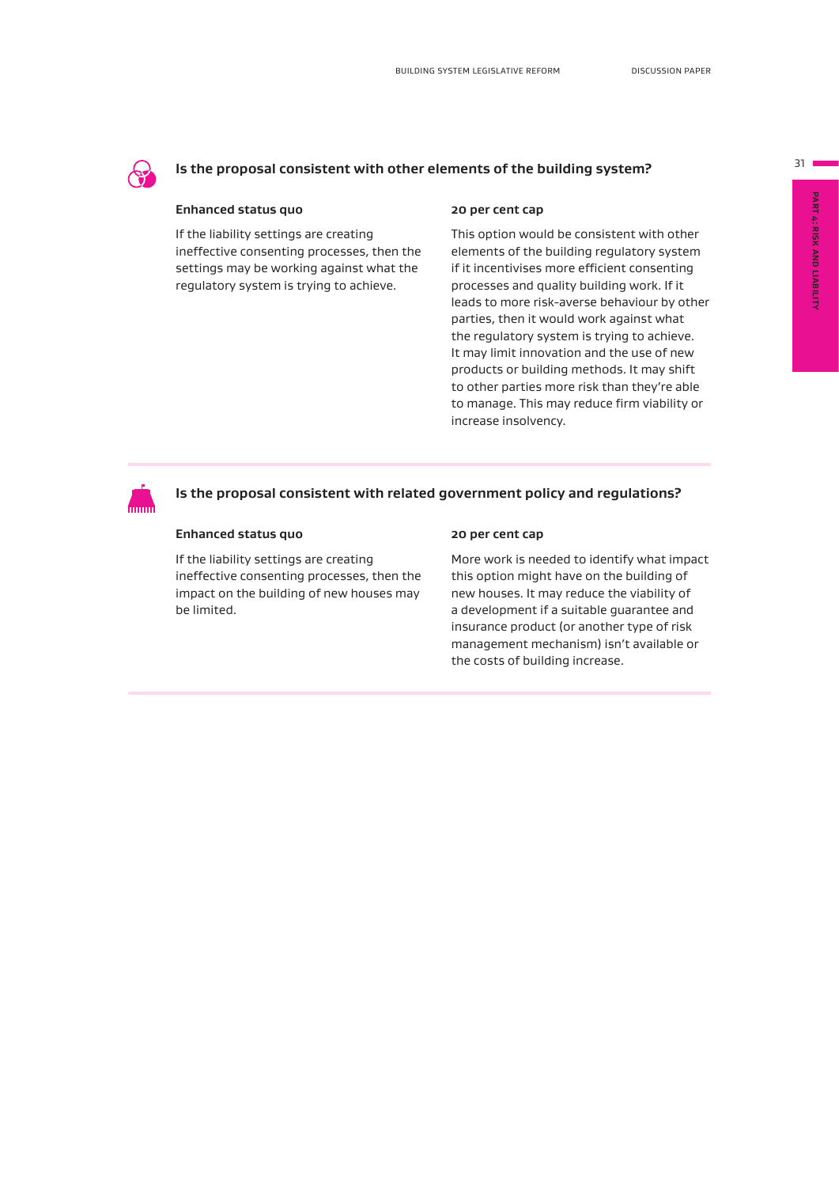### Is the proposal consistent with other elements of the building system?

**Enhanced status quo**

If the liability settings are creating ineffective consenting processes, then the settings may be working against what the regulatory system is trying to achieve.

**20 per cent cap**

This option would be consistent with other elements of the building regulatory system if it incentivises more efficient consenting processes and quality building work. If it leads to more risk-averse behaviour by other parties, then it would work against what the regulatory system is trying to achieve. It may limit innovation and the use of new products or building methods. It may shift to other parties more risk than they're able to manage. This may reduce firm viability or increase insolvency.

### Is the proposal consistent with related government policy and regulations?

**Enhanced status quo**

If the liability settings are creating ineffective consenting processes, then the impact on the building of new houses may be limited.

**20 per cent cap**

More work is needed to identify what impact this option might have on the building of new houses. It may reduce the viability of a development if a suitable guarantee and insurance product (or another type of risk management mechanism) isn't available or the costs of building increase.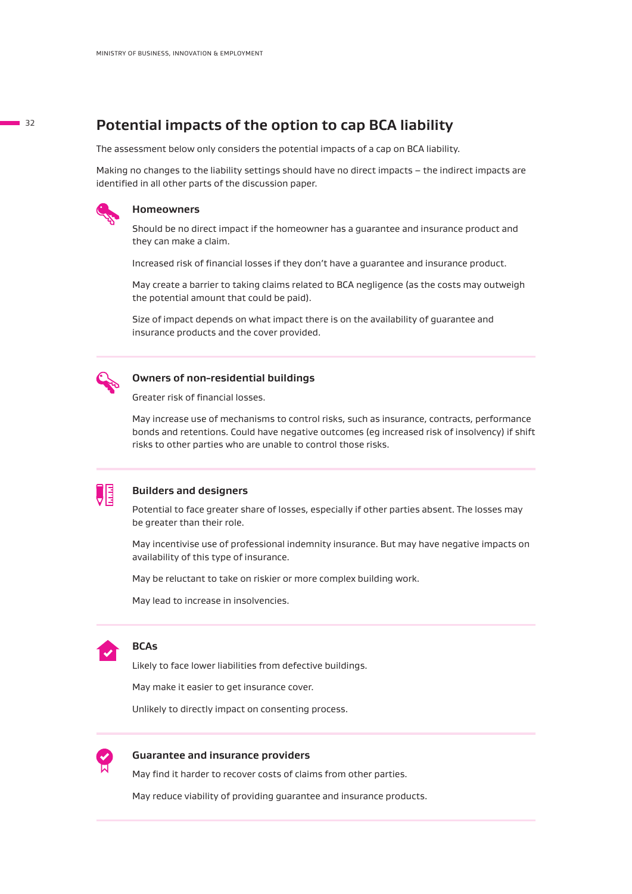## Potential impacts of the option to cap BCA liability

The assessment below only considers the potential impacts of a cap on BCA liability.

Making no changes to the liability settings should have no direct impacts – the indirect impacts are identified in all other parts of the discussion paper.

### Homeowners

Should be no direct impact if the homeowner has a guarantee and insurance product and they can make a claim.

Increased risk of financial losses if they don't have a guarantee and insurance product.

May create a barrier to taking claims related to BCA negligence (as the costs may outweigh the potential amount that could be paid).

Size of impact depends on what impact there is on the availability of guarantee and insurance products and the cover provided.

### Owners of non-residential buildings

Greater risk of financial losses.

May increase use of mechanisms to control risks, such as insurance, contracts, performance bonds and retentions. Could have negative outcomes (eg increased risk of insolvency) if shift risks to other parties who are unable to control those risks.

### Builders and designers

Potential to face greater share of losses, especially if other parties absent. The losses may be greater than their role.

May incentivise use of professional indemnity insurance. But may have negative impacts on availability of this type of insurance.

May be reluctant to take on riskier or more complex building work.

May lead to increase in insolvencies.

### BCAs

Likely to face lower liabilities from defective buildings.

May make it easier to get insurance cover.

Unlikely to directly impact on consenting process.

### Guarantee and insurance providers

May find it harder to recover costs of claims from other parties.

May reduce viability of providing guarantee and insurance products.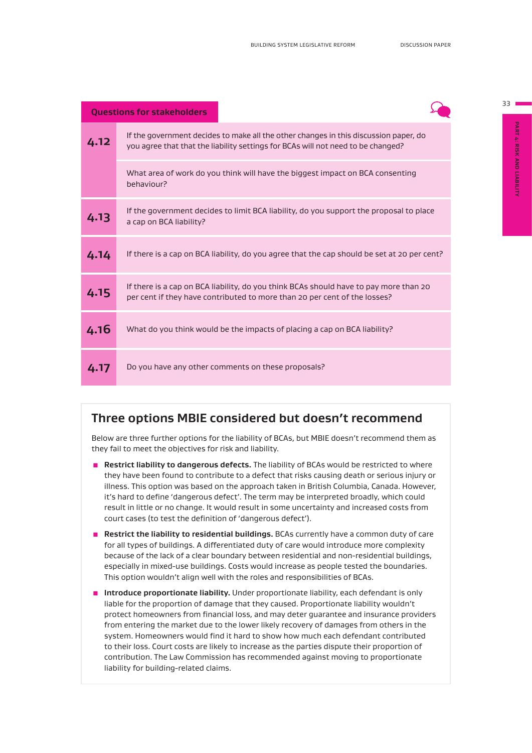## Questions for stakeholders

| | |
|---|---|
| **4.12** | If the government decides to make all the other changes in this discussion paper, do you agree that that the liability settings for BCAs will not need to be changed? |
| | What area of work do you think will have the biggest impact on BCA consenting behaviour? |
| **4.13** | If the government decides to limit BCA liability, do you support the proposal to place a cap on BCA liability? |
| **4.14** | If there is a cap on BCA liability, do you agree that the cap should be set at 20 per cent? |
| **4.15** | If there is a cap on BCA liability, do you think BCAs should have to pay more than 20 per cent if they have contributed to more than 20 per cent of the losses? |
| **4.16** | What do you think would be the impacts of placing a cap on BCA liability? |
| **4.17** | Do you have any other comments on these proposals? |

## Three options MBIE considered but doesn't recommend

Below are three further options for the liability of BCAs, but MBIE doesn't recommend them as they fail to meet the objectives for risk and liability.

- **Restrict liability to dangerous defects.** The liability of BCAs would be restricted to where they have been found to contribute to a defect that risks causing death or serious injury or illness. This option was based on the approach taken in British Columbia, Canada. However, it's hard to define 'dangerous defect'. The term may be interpreted broadly, which could result in little or no change. It would result in some uncertainty and increased costs from court cases (to test the definition of 'dangerous defect').
- **Restrict the liability to residential buildings.** BCAs currently have a common duty of care for all types of buildings. A differentiated duty of care would introduce more complexity because of the lack of a clear boundary between residential and non-residential buildings, especially in mixed-use buildings. Costs would increase as people tested the boundaries. This option wouldn't align well with the roles and responsibilities of BCAs.
- **Introduce proportionate liability.** Under proportionate liability, each defendant is only liable for the proportion of damage that they caused. Proportionate liability wouldn't protect homeowners from financial loss, and may deter guarantee and insurance providers from entering the market due to the lower likely recovery of damages from others in the system. Homeowners would find it hard to show how much each defendant contributed to their loss. Court costs are likely to increase as the parties dispute their proportion of contribution. The Law Commission has recommended against moving to proportionate liability for building-related claims.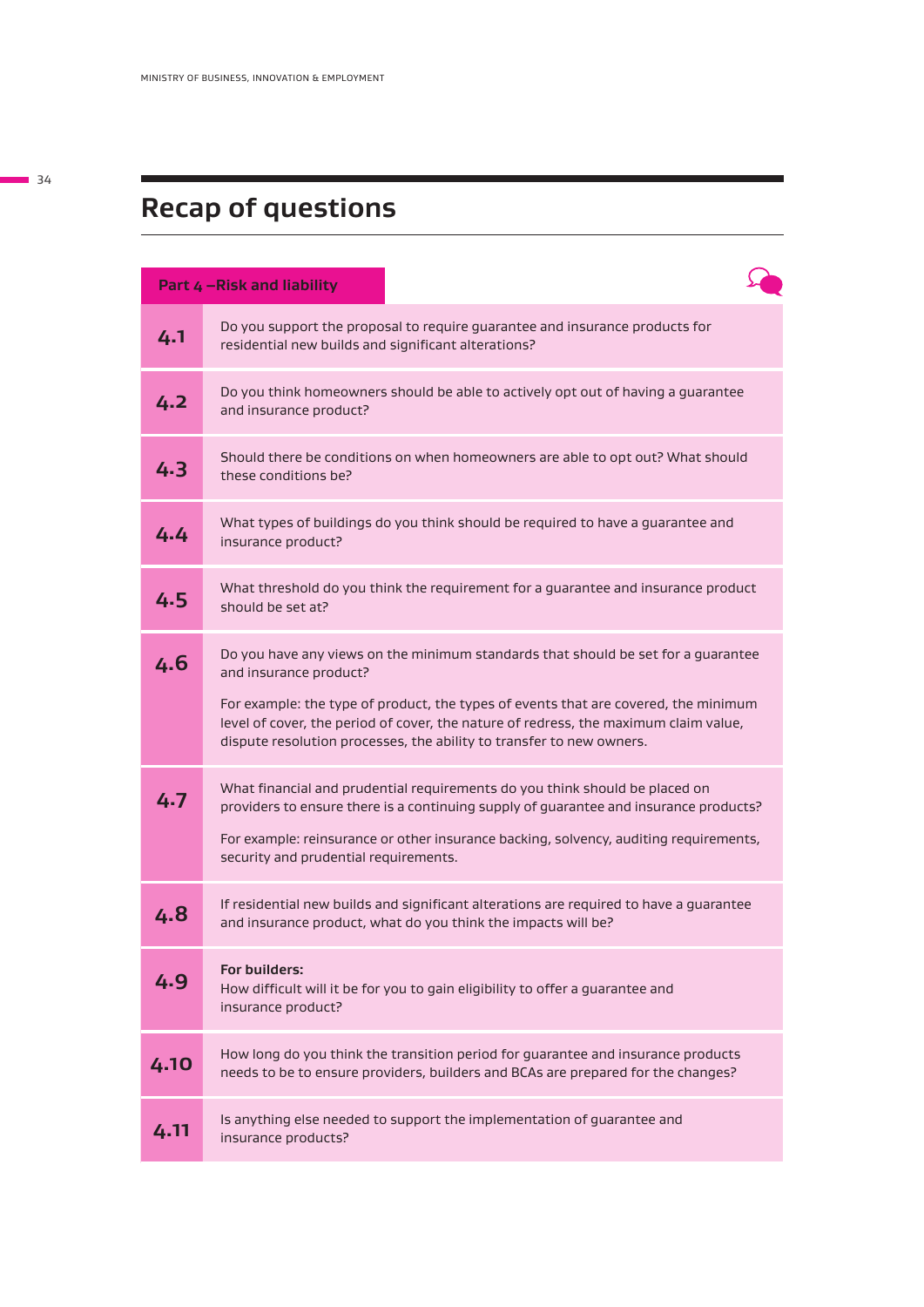# Recap of questions

| Part 4 – Risk and liability | |
|---|---|
| **4.1** | Do you support the proposal to require guarantee and insurance products for residential new builds and significant alterations? |
| **4.2** | Do you think homeowners should be able to actively opt out of having a guarantee and insurance product? |
| **4.3** | Should there be conditions on when homeowners are able to opt out? What should these conditions be? |
| **4.4** | What types of buildings do you think should be required to have a guarantee and insurance product? |
| **4.5** | What threshold do you think the requirement for a guarantee and insurance product should be set at? |
| **4.6** | Do you have any views on the minimum standards that should be set for a guarantee and insurance product?<br><br>For example: the type of product, the types of events that are covered, the minimum level of cover, the period of cover, the nature of redress, the maximum claim value, dispute resolution processes, the ability to transfer to new owners. |
| **4.7** | What financial and prudential requirements do you think should be placed on providers to ensure there is a continuing supply of guarantee and insurance products?<br><br>For example: reinsurance or other insurance backing, solvency, auditing requirements, security and prudential requirements. |
| **4.8** | If residential new builds and significant alterations are required to have a guarantee and insurance product, what do you think the impacts will be? |
| **4.9** | **For builders:**<br>How difficult will it be for you to gain eligibility to offer a guarantee and insurance product? |
| **4.10** | How long do you think the transition period for guarantee and insurance products needs to be to ensure providers, builders and BCAs are prepared for the changes? |
| **4.11** | Is anything else needed to support the implementation of guarantee and insurance products? |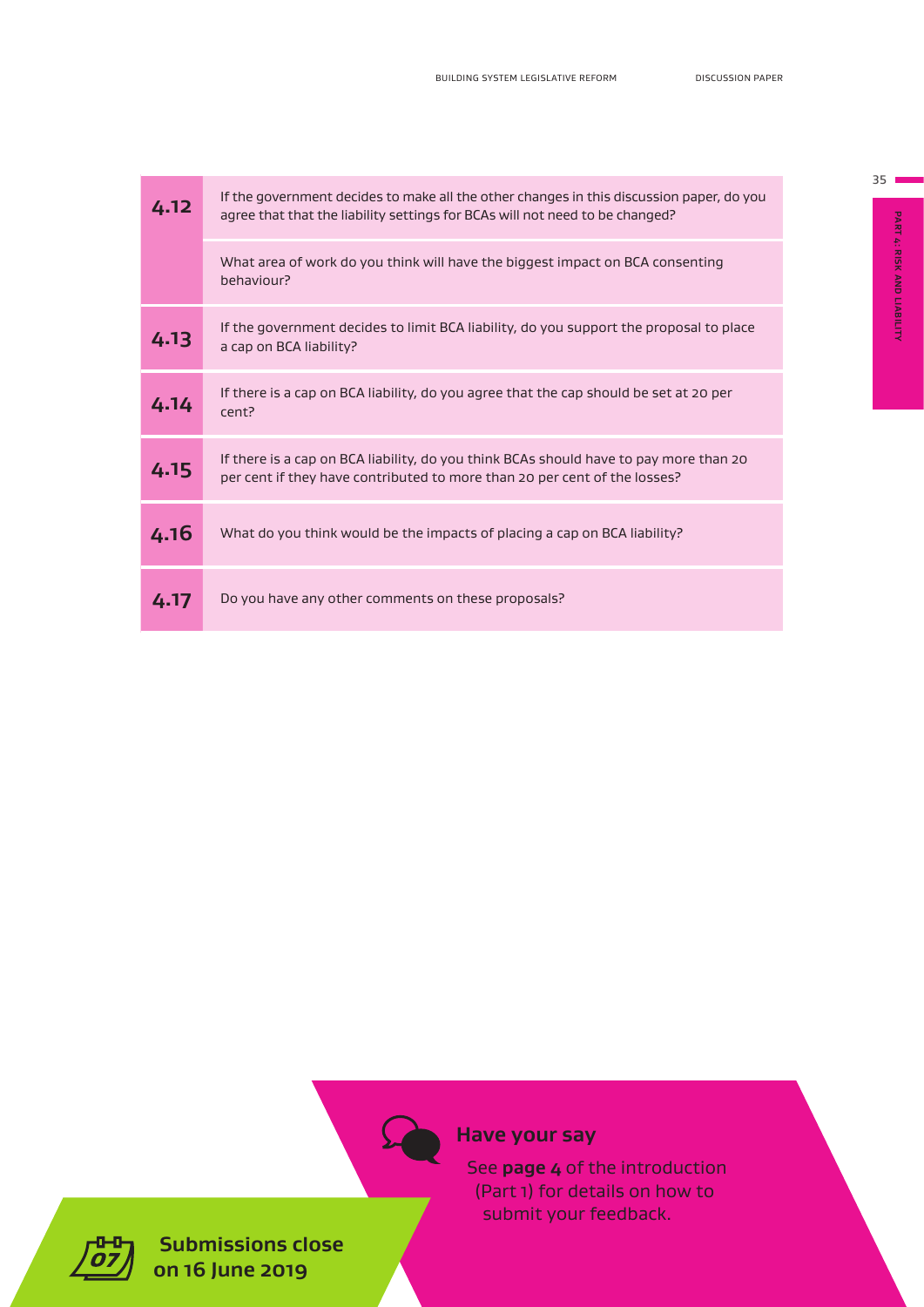| | |
|---|---|
| **4.12** | If the government decides to make all the other changes in this discussion paper, do you agree that that the liability settings for BCAs will not need to be changed? |
| | What area of work do you think will have the biggest impact on BCA consenting behaviour? |
| **4.13** | If the government decides to limit BCA liability, do you support the proposal to place a cap on BCA liability? |
| **4.14** | If there is a cap on BCA liability, do you agree that the cap should be set at 20 per cent? |
| **4.15** | If there is a cap on BCA liability, do you think BCAs should have to pay more than 20 per cent if they have contributed to more than 20 per cent of the losses? |
| **4.16** | What do you think would be the impacts of placing a cap on BCA liability? |
| **4.17** | Do you have any other comments on these proposals? |

## Have your say

See **page 4** of the introduction (Part 1) for details on how to submit your feedback.

**Submissions close on 16 June 2019**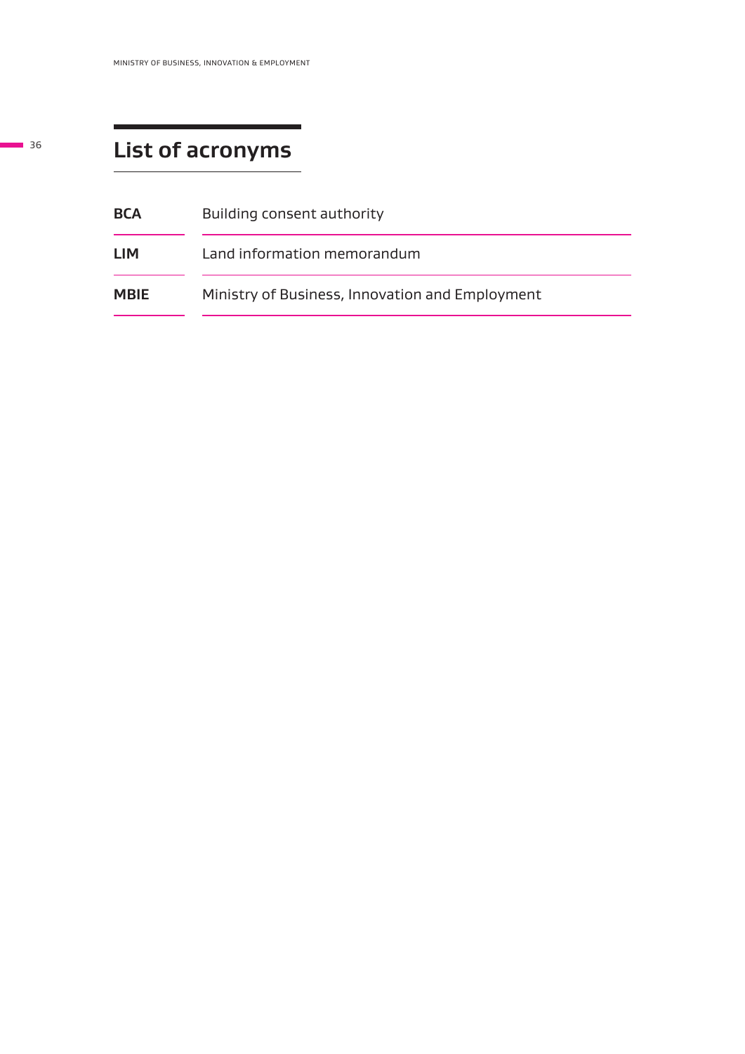## List of acronyms

| | |
|---|---|
| **BCA** | Building consent authority |
| **LIM** | Land information memorandum |
| **MBIE** | Ministry of Business, Innovation and Employment |